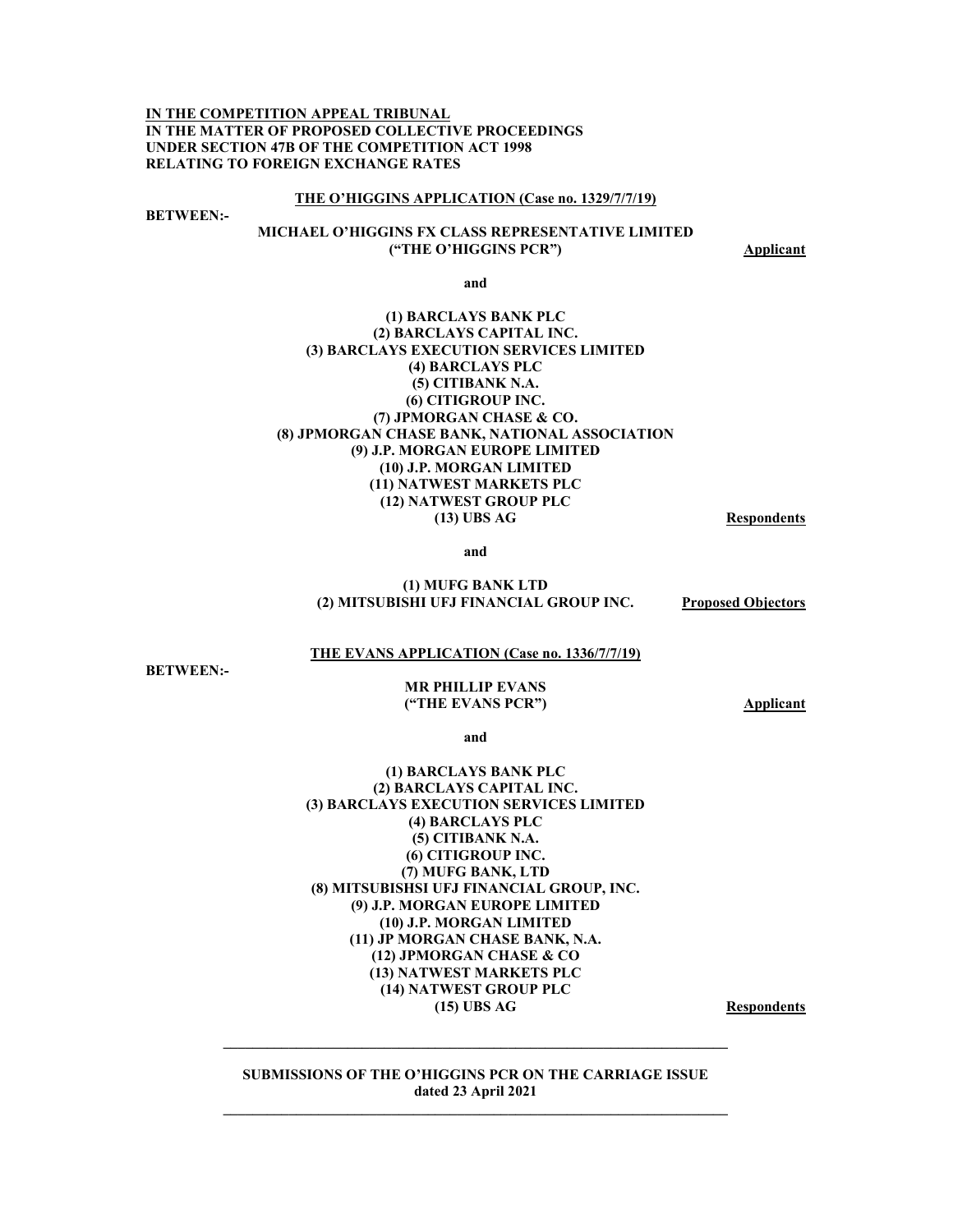**IN THE COMPETITION APPEAL TRIBUNAL**
**IN THE MATTER OF PROPOSED COLLECTIVE PROCEEDINGS UNDER SECTION 47B OF THE COMPETITION ACT 1998 RELATING TO FOREIGN EXCHANGE RATES**

**THE O'HIGGINS APPLICATION (Case no. 1329/7/7/19)**

**BETWEEN:-**

**MICHAEL O'HIGGINS FX CLASS REPRESENTATIVE LIMITED ("THE O'HIGGINS PCR")** — **Applicant**

**and**

**(1) BARCLAYS BANK PLC**
**(2) BARCLAYS CAPITAL INC.**
**(3) BARCLAYS EXECUTION SERVICES LIMITED**
**(4) BARCLAYS PLC**
**(5) CITIBANK N.A.**
**(6) CITIGROUP INC.**
**(7) JPMORGAN CHASE & CO.**
**(8) JPMORGAN CHASE BANK, NATIONAL ASSOCIATION**
**(9) J.P. MORGAN EUROPE LIMITED**
**(10) J.P. MORGAN LIMITED**
**(11) NATWEST MARKETS PLC**
**(12) NATWEST GROUP PLC**
**(13) UBS AG** — **Respondents**

**and**

**(1) MUFG BANK LTD**
**(2) MITSUBISHI UFJ FINANCIAL GROUP INC.** — **Proposed Objectors**

**THE EVANS APPLICATION (Case no. 1336/7/7/19)**

**BETWEEN:-**

**MR PHILLIP EVANS ("THE EVANS PCR")** — **Applicant**

**and**

**(1) BARCLAYS BANK PLC**
**(2) BARCLAYS CAPITAL INC.**
**(3) BARCLAYS EXECUTION SERVICES LIMITED**
**(4) BARCLAYS PLC**
**(5) CITIBANK N.A.**
**(6) CITIGROUP INC.**
**(7) MUFG BANK, LTD**
**(8) MITSUBISHSI UFJ FINANCIAL GROUP, INC.**
**(9) J.P. MORGAN EUROPE LIMITED**
**(10) J.P. MORGAN LIMITED**
**(11) JP MORGAN CHASE BANK, N.A.**
**(12) JPMORGAN CHASE & CO**
**(13) NATWEST MARKETS PLC**
**(14) NATWEST GROUP PLC**
**(15) UBS AG** — **Respondents**

---

**SUBMISSIONS OF THE O'HIGGINS PCR ON THE CARRIAGE ISSUE**
**dated 23 April 2021**

---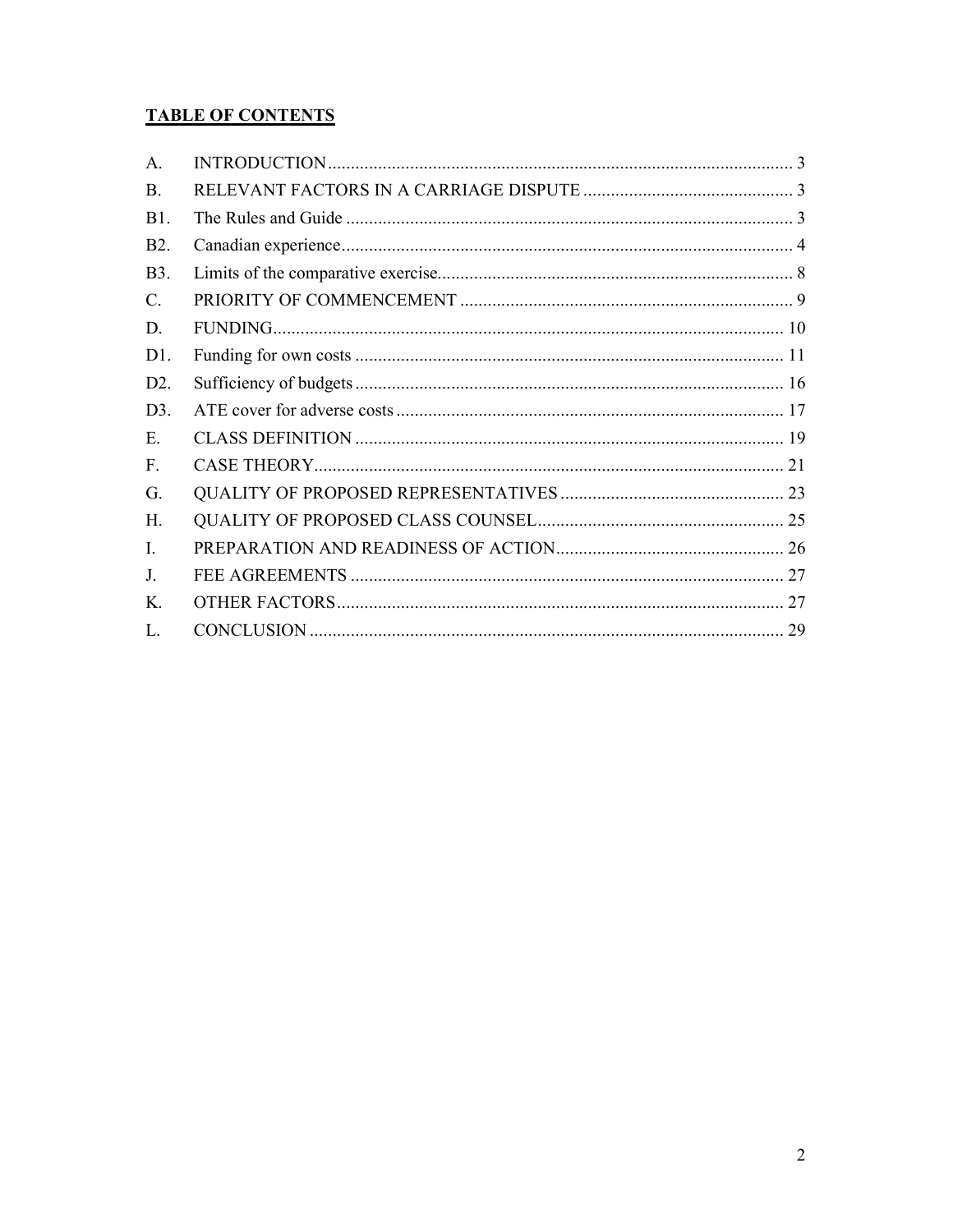**TABLE OF CONTENTS**

| | | |
|---|---|---|
| A. | INTRODUCTION | 3 |
| B. | RELEVANT FACTORS IN A CARRIAGE DISPUTE | 3 |
| B1. | The Rules and Guide | 3 |
| B2. | Canadian experience | 4 |
| B3. | Limits of the comparative exercise | 8 |
| C. | PRIORITY OF COMMENCEMENT | 9 |
| D. | FUNDING | 10 |
| D1. | Funding for own costs | 11 |
| D2. | Sufficiency of budgets | 16 |
| D3. | ATE cover for adverse costs | 17 |
| E. | CLASS DEFINITION | 19 |
| F. | CASE THEORY | 21 |
| G. | QUALITY OF PROPOSED REPRESENTATIVES | 23 |
| H. | QUALITY OF PROPOSED CLASS COUNSEL | 25 |
| I. | PREPARATION AND READINESS OF ACTION | 26 |
| J. | FEE AGREEMENTS | 27 |
| K. | OTHER FACTORS | 27 |
| L. | CONCLUSION | 29 |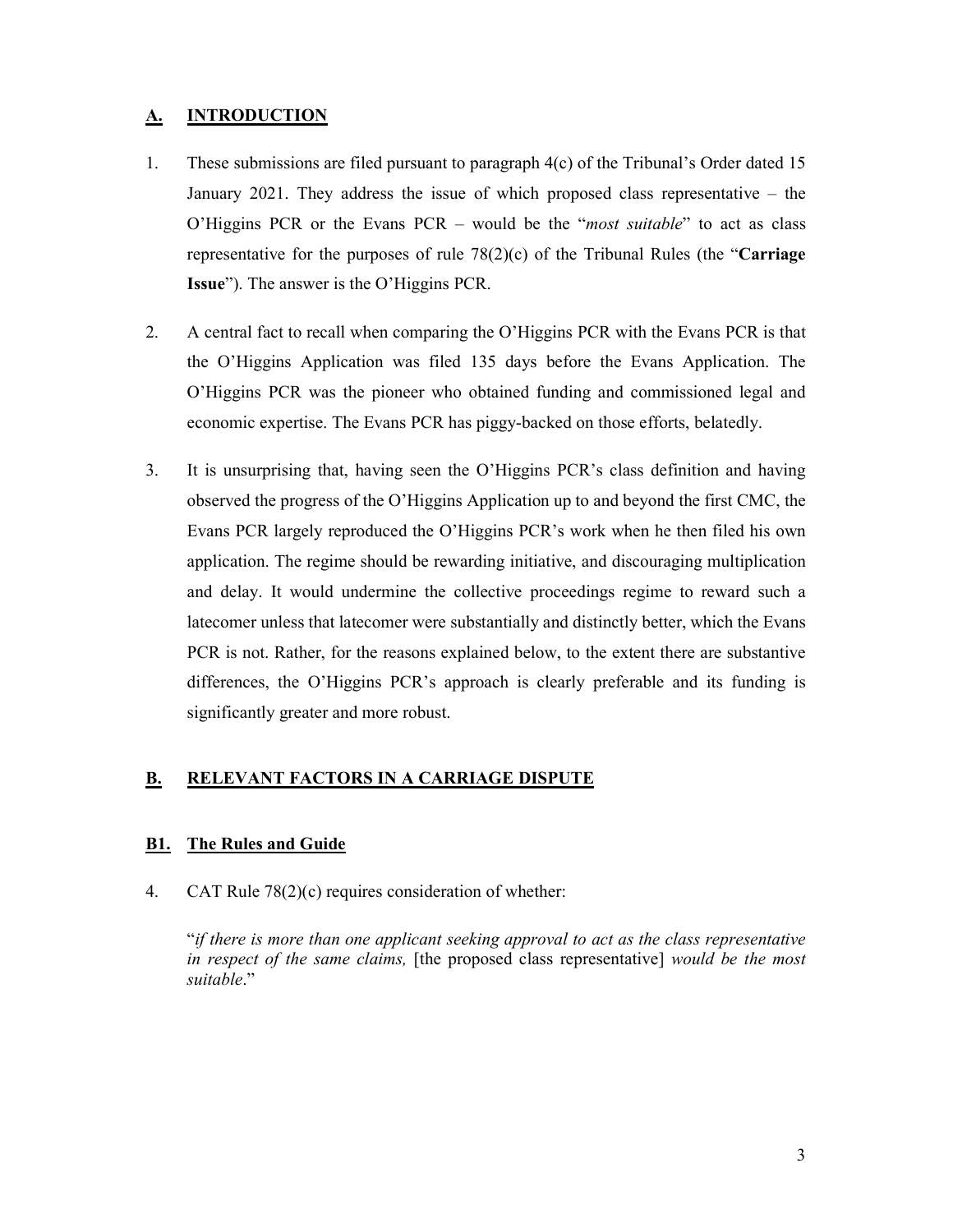## A. INTRODUCTION

1. These submissions are filed pursuant to paragraph 4(c) of the Tribunal's Order dated 15 January 2021. They address the issue of which proposed class representative – the O'Higgins PCR or the Evans PCR – would be the "*most suitable*" to act as class representative for the purposes of rule 78(2)(c) of the Tribunal Rules (the "**Carriage Issue**"). The answer is the O'Higgins PCR.

2. A central fact to recall when comparing the O'Higgins PCR with the Evans PCR is that the O'Higgins Application was filed 135 days before the Evans Application. The O'Higgins PCR was the pioneer who obtained funding and commissioned legal and economic expertise. The Evans PCR has piggy-backed on those efforts, belatedly.

3. It is unsurprising that, having seen the O'Higgins PCR's class definition and having observed the progress of the O'Higgins Application up to and beyond the first CMC, the Evans PCR largely reproduced the O'Higgins PCR's work when he then filed his own application. The regime should be rewarding initiative, and discouraging multiplication and delay. It would undermine the collective proceedings regime to reward such a latecomer unless that latecomer were substantially and distinctly better, which the Evans PCR is not. Rather, for the reasons explained below, to the extent there are substantive differences, the O'Higgins PCR's approach is clearly preferable and its funding is significantly greater and more robust.

## B. RELEVANT FACTORS IN A CARRIAGE DISPUTE

### B1. The Rules and Guide

4. CAT Rule 78(2)(c) requires consideration of whether:

   "*if there is more than one applicant seeking approval to act as the class representative in respect of the same claims,* [the proposed class representative] *would be the most suitable*."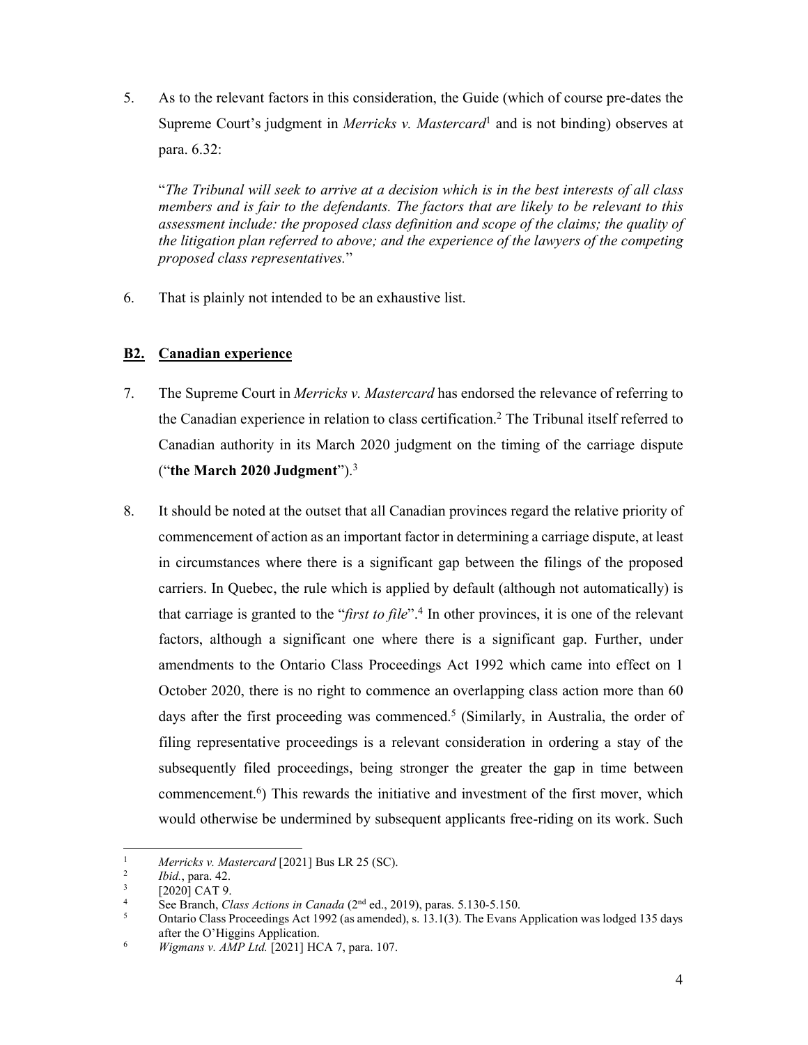5. As to the relevant factors in this consideration, the Guide (which of course pre-dates the Supreme Court's judgment in *Merricks v. Mastercard*[1] and is not binding) observes at para. 6.32:

"*The Tribunal will seek to arrive at a decision which is in the best interests of all class members and is fair to the defendants. The factors that are likely to be relevant to this assessment include: the proposed class definition and scope of the claims; the quality of the litigation plan referred to above; and the experience of the lawyers of the competing proposed class representatives.*"

6. That is plainly not intended to be an exhaustive list.

## B2. Canadian experience

7. The Supreme Court in *Merricks v. Mastercard* has endorsed the relevance of referring to the Canadian experience in relation to class certification.[2] The Tribunal itself referred to Canadian authority in its March 2020 judgment on the timing of the carriage dispute ("**the March 2020 Judgment**").[3]

8. It should be noted at the outset that all Canadian provinces regard the relative priority of commencement of action as an important factor in determining a carriage dispute, at least in circumstances where there is a significant gap between the filings of the proposed carriers. In Quebec, the rule which is applied by default (although not automatically) is that carriage is granted to the "*first to file*".[4] In other provinces, it is one of the relevant factors, although a significant one where there is a significant gap. Further, under amendments to the Ontario Class Proceedings Act 1992 which came into effect on 1 October 2020, there is no right to commence an overlapping class action more than 60 days after the first proceeding was commenced.[5] (Similarly, in Australia, the order of filing representative proceedings is a relevant consideration in ordering a stay of the subsequently filed proceedings, being stronger the greater the gap in time between commencement.[6]) This rewards the initiative and investment of the first mover, which would otherwise be undermined by subsequent applicants free-riding on its work. Such

---

1. *Merricks v. Mastercard* [2021] Bus LR 25 (SC).
2. *Ibid.*, para. 42.
3. [2020] CAT 9.
4. See Branch, *Class Actions in Canada* (2nd ed., 2019), paras. 5.130-5.150.
5. Ontario Class Proceedings Act 1992 (as amended), s. 13.1(3). The Evans Application was lodged 135 days after the O'Higgins Application.
6. *Wigmans v. AMP Ltd.* [2021] HCA 7, para. 107.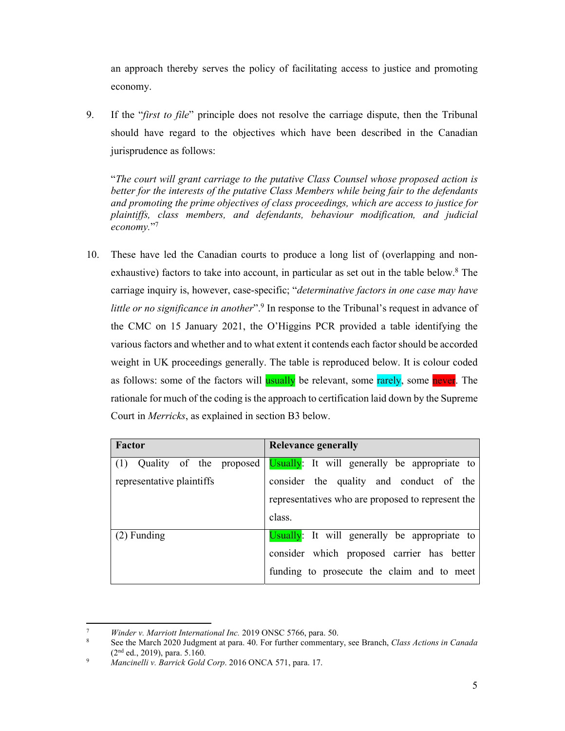an approach thereby serves the policy of facilitating access to justice and promoting economy.

9. If the "*first to file*" principle does not resolve the carriage dispute, then the Tribunal should have regard to the objectives which have been described in the Canadian jurisprudence as follows:

> "*The court will grant carriage to the putative Class Counsel whose proposed action is better for the interests of the putative Class Members while being fair to the defendants and promoting the prime objectives of class proceedings, which are access to justice for plaintiffs, class members, and defendants, behaviour modification, and judicial economy.*"[7]

10. These have led the Canadian courts to produce a long list of (overlapping and non-exhaustive) factors to take into account, in particular as set out in the table below.[8] The carriage inquiry is, however, case-specific; "*determinative factors in one case may have little or no significance in another*".[9] In response to the Tribunal's request in advance of the CMC on 15 January 2021, the O'Higgins PCR provided a table identifying the various factors and whether and to what extent it contends each factor should be accorded weight in UK proceedings generally. The table is reproduced below. It is colour coded as follows: some of the factors will usually be relevant, some rarely, some never. The rationale for much of the coding is the approach to certification laid down by the Supreme Court in *Merricks*, as explained in section B3 below.

| **Factor** | **Relevance generally** |
|---|---|
| (1) Quality of the proposed representative plaintiffs | Usually: It will generally be appropriate to consider the quality and conduct of the representatives who are proposed to represent the class. |
| (2) Funding | Usually: It will generally be appropriate to consider which proposed carrier has better funding to prosecute the claim and to meet |

---

[7] *Winder v. Marriott International Inc.* 2019 ONSC 5766, para. 50.

[8] See the March 2020 Judgment at para. 40. For further commentary, see Branch, *Class Actions in Canada* (2nd ed., 2019), para. 5.160.

[9] *Mancinelli v. Barrick Gold Corp*. 2016 ONCA 571, para. 17.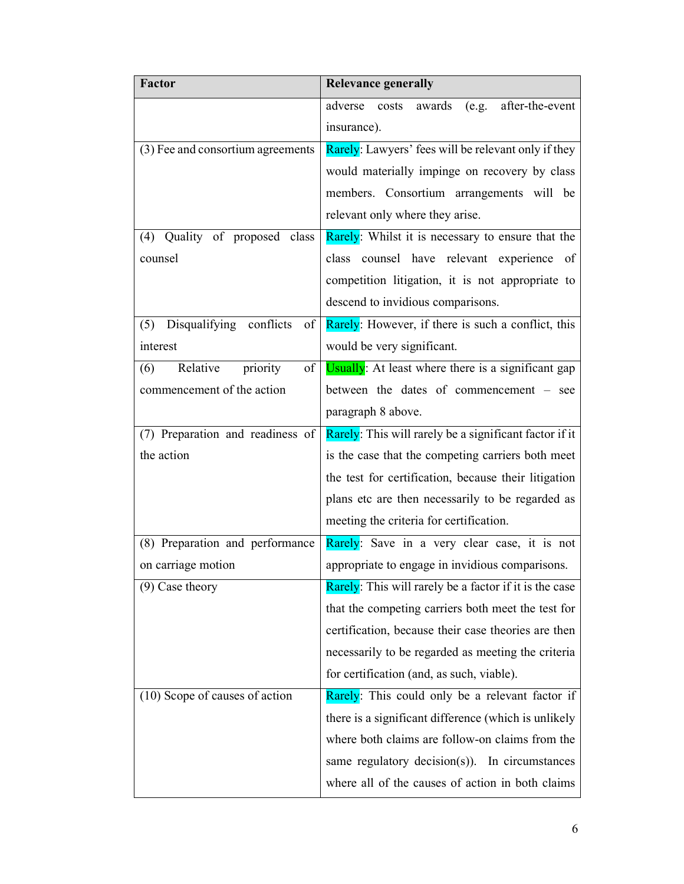| Factor | Relevance generally |
|---|---|
| | adverse costs awards (e.g. after-the-event insurance). |
| (3) Fee and consortium agreements | Rarely: Lawyers' fees will be relevant only if they would materially impinge on recovery by class members. Consortium arrangements will be relevant only where they arise. |
| (4) Quality of proposed class counsel | Rarely: Whilst it is necessary to ensure that the class counsel have relevant experience of competition litigation, it is not appropriate to descend to invidious comparisons. |
| (5) Disqualifying conflicts of interest | Rarely: However, if there is such a conflict, this would be very significant. |
| (6) Relative priority of commencement of the action | Usually: At least where there is a significant gap between the dates of commencement – see paragraph 8 above. |
| (7) Preparation and readiness of the action | Rarely: This will rarely be a significant factor if it is the case that the competing carriers both meet the test for certification, because their litigation plans etc are then necessarily to be regarded as meeting the criteria for certification. |
| (8) Preparation and performance on carriage motion | Rarely: Save in a very clear case, it is not appropriate to engage in invidious comparisons. |
| (9) Case theory | Rarely: This will rarely be a factor if it is the case that the competing carriers both meet the test for certification, because their case theories are then necessarily to be regarded as meeting the criteria for certification (and, as such, viable). |
| (10) Scope of causes of action | Rarely: This could only be a relevant factor if there is a significant difference (which is unlikely where both claims are follow-on claims from the same regulatory decision(s)). In circumstances where all of the causes of action in both claims |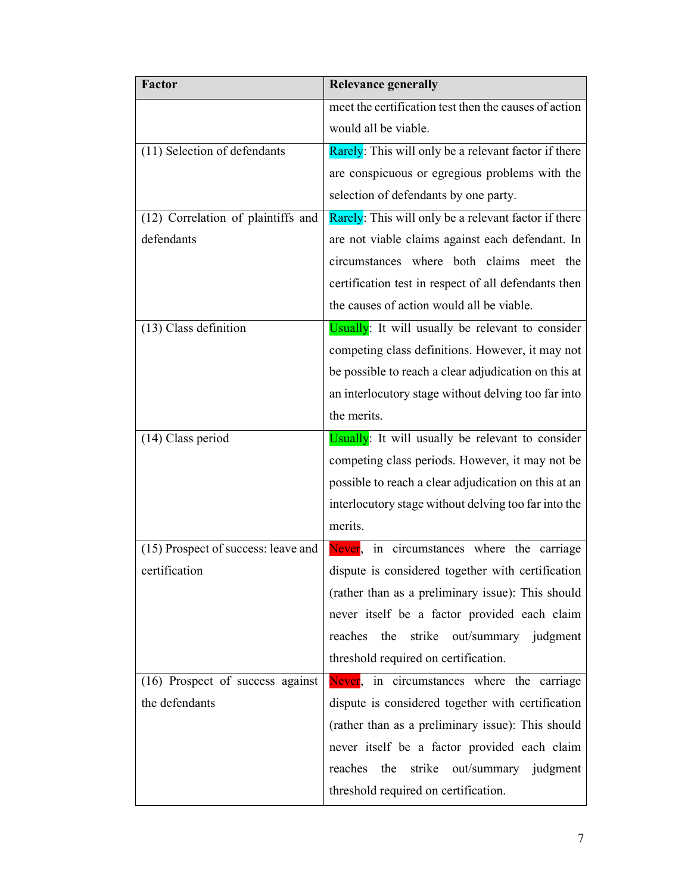| Factor | Relevance generally |
|---|---|
| | meet the certification test then the causes of action would all be viable. |
| (11) Selection of defendants | Rarely: This will only be a relevant factor if there are conspicuous or egregious problems with the selection of defendants by one party. |
| (12) Correlation of plaintiffs and defendants | Rarely: This will only be a relevant factor if there are not viable claims against each defendant. In circumstances where both claims meet the certification test in respect of all defendants then the causes of action would all be viable. |
| (13) Class definition | Usually: It will usually be relevant to consider competing class definitions. However, it may not be possible to reach a clear adjudication on this at an interlocutory stage without delving too far into the merits. |
| (14) Class period | Usually: It will usually be relevant to consider competing class periods. However, it may not be possible to reach a clear adjudication on this at an interlocutory stage without delving too far into the merits. |
| (15) Prospect of success: leave and certification | Never, in circumstances where the carriage dispute is considered together with certification (rather than as a preliminary issue): This should never itself be a factor provided each claim reaches the strike out/summary judgment threshold required on certification. |
| (16) Prospect of success against the defendants | Never, in circumstances where the carriage dispute is considered together with certification (rather than as a preliminary issue): This should never itself be a factor provided each claim reaches the strike out/summary judgment threshold required on certification. |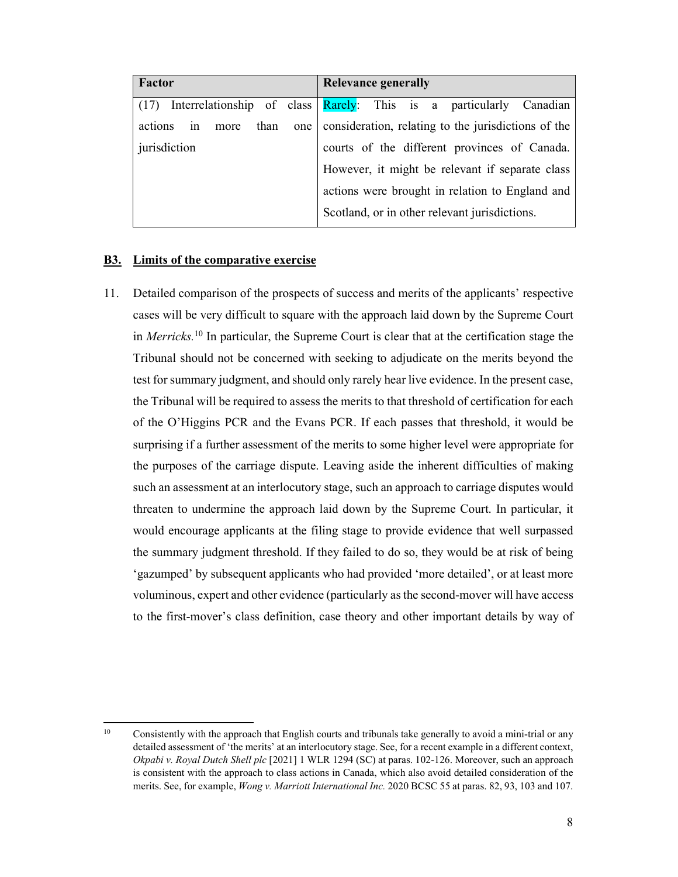| Factor | Relevance generally |
|---|---|
| (17) Interrelationship of class actions in more than one jurisdiction | Rarely: This is a particularly Canadian consideration, relating to the jurisdictions of the courts of the different provinces of Canada. However, it might be relevant if separate class actions were brought in relation to England and Scotland, or in other relevant jurisdictions. |

### B3. Limits of the comparative exercise

11. Detailed comparison of the prospects of success and merits of the applicants' respective cases will be very difficult to square with the approach laid down by the Supreme Court in *Merricks.*[10] In particular, the Supreme Court is clear that at the certification stage the Tribunal should not be concerned with seeking to adjudicate on the merits beyond the test for summary judgment, and should only rarely hear live evidence. In the present case, the Tribunal will be required to assess the merits to that threshold of certification for each of the O'Higgins PCR and the Evans PCR. If each passes that threshold, it would be surprising if a further assessment of the merits to some higher level were appropriate for the purposes of the carriage dispute. Leaving aside the inherent difficulties of making such an assessment at an interlocutory stage, such an approach to carriage disputes would threaten to undermine the approach laid down by the Supreme Court. In particular, it would encourage applicants at the filing stage to provide evidence that well surpassed the summary judgment threshold. If they failed to do so, they would be at risk of being 'gazumped' by subsequent applicants who had provided 'more detailed', or at least more voluminous, expert and other evidence (particularly as the second-mover will have access to the first-mover's class definition, case theory and other important details by way of

---

[10] Consistently with the approach that English courts and tribunals take generally to avoid a mini-trial or any detailed assessment of 'the merits' at an interlocutory stage. See, for a recent example in a different context, *Okpabi v. Royal Dutch Shell plc* [2021] 1 WLR 1294 (SC) at paras. 102-126. Moreover, such an approach is consistent with the approach to class actions in Canada, which also avoid detailed consideration of the merits. See, for example, *Wong v. Marriott International Inc.* 2020 BCSC 55 at paras. 82, 93, 103 and 107.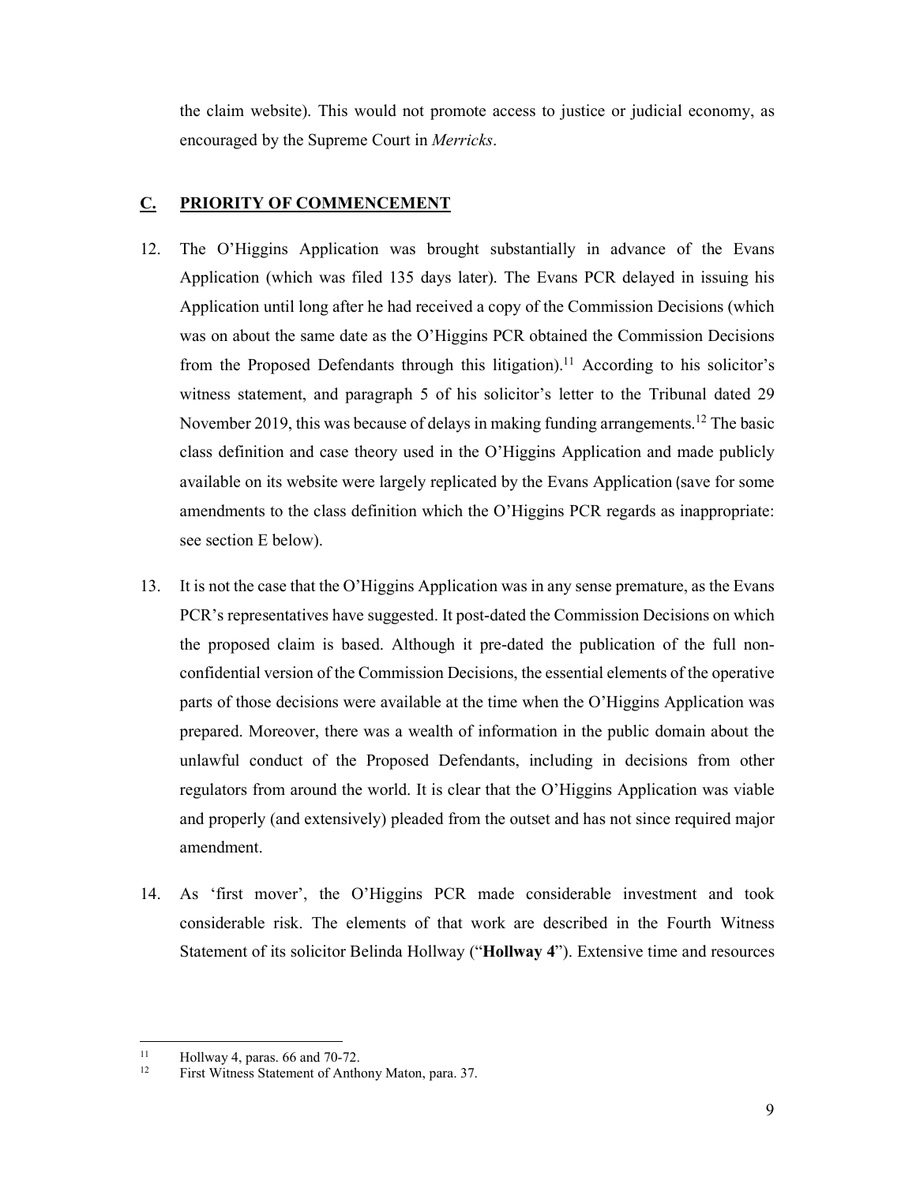the claim website). This would not promote access to justice or judicial economy, as encouraged by the Supreme Court in *Merricks*.

## C. PRIORITY OF COMMENCEMENT

12. The O'Higgins Application was brought substantially in advance of the Evans Application (which was filed 135 days later). The Evans PCR delayed in issuing his Application until long after he had received a copy of the Commission Decisions (which was on about the same date as the O'Higgins PCR obtained the Commission Decisions from the Proposed Defendants through this litigation).[11] According to his solicitor's witness statement, and paragraph 5 of his solicitor's letter to the Tribunal dated 29 November 2019, this was because of delays in making funding arrangements.[12] The basic class definition and case theory used in the O'Higgins Application and made publicly available on its website were largely replicated by the Evans Application (save for some amendments to the class definition which the O'Higgins PCR regards as inappropriate: see section E below).

13. It is not the case that the O'Higgins Application was in any sense premature, as the Evans PCR's representatives have suggested. It post-dated the Commission Decisions on which the proposed claim is based. Although it pre-dated the publication of the full non-confidential version of the Commission Decisions, the essential elements of the operative parts of those decisions were available at the time when the O'Higgins Application was prepared. Moreover, there was a wealth of information in the public domain about the unlawful conduct of the Proposed Defendants, including in decisions from other regulators from around the world. It is clear that the O'Higgins Application was viable and properly (and extensively) pleaded from the outset and has not since required major amendment.

14. As 'first mover', the O'Higgins PCR made considerable investment and took considerable risk. The elements of that work are described in the Fourth Witness Statement of its solicitor Belinda Hollway ("**Hollway 4**"). Extensive time and resources

---

[11] Hollway 4, paras. 66 and 70-72.

[12] First Witness Statement of Anthony Maton, para. 37.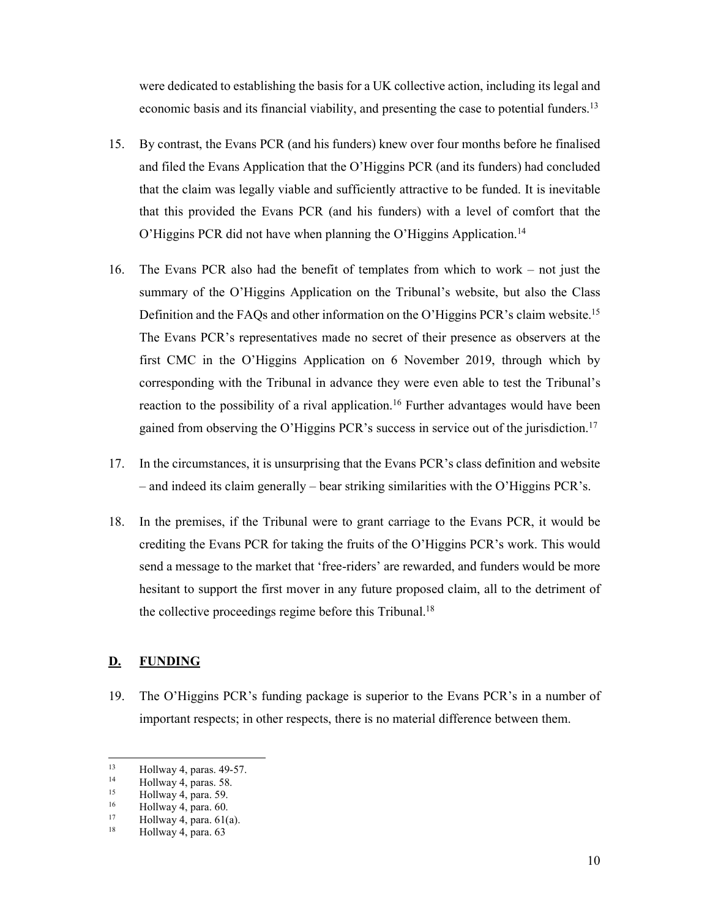were dedicated to establishing the basis for a UK collective action, including its legal and economic basis and its financial viability, and presenting the case to potential funders.[13]

15. By contrast, the Evans PCR (and his funders) knew over four months before he finalised and filed the Evans Application that the O'Higgins PCR (and its funders) had concluded that the claim was legally viable and sufficiently attractive to be funded. It is inevitable that this provided the Evans PCR (and his funders) with a level of comfort that the O'Higgins PCR did not have when planning the O'Higgins Application.[14]

16. The Evans PCR also had the benefit of templates from which to work – not just the summary of the O'Higgins Application on the Tribunal's website, but also the Class Definition and the FAQs and other information on the O'Higgins PCR's claim website.[15] The Evans PCR's representatives made no secret of their presence as observers at the first CMC in the O'Higgins Application on 6 November 2019, through which by corresponding with the Tribunal in advance they were even able to test the Tribunal's reaction to the possibility of a rival application.[16] Further advantages would have been gained from observing the O'Higgins PCR's success in service out of the jurisdiction.[17]

17. In the circumstances, it is unsurprising that the Evans PCR's class definition and website – and indeed its claim generally – bear striking similarities with the O'Higgins PCR's.

18. In the premises, if the Tribunal were to grant carriage to the Evans PCR, it would be crediting the Evans PCR for taking the fruits of the O'Higgins PCR's work. This would send a message to the market that 'free-riders' are rewarded, and funders would be more hesitant to support the first mover in any future proposed claim, all to the detriment of the collective proceedings regime before this Tribunal.[18]

## D. FUNDING

19. The O'Higgins PCR's funding package is superior to the Evans PCR's in a number of important respects; in other respects, there is no material difference between them.

---

[13] Hollway 4, paras. 49-57.
[14] Hollway 4, paras. 58.
[15] Hollway 4, para. 59.
[16] Hollway 4, para. 60.
[17] Hollway 4, para. 61(a).
[18] Hollway 4, para. 63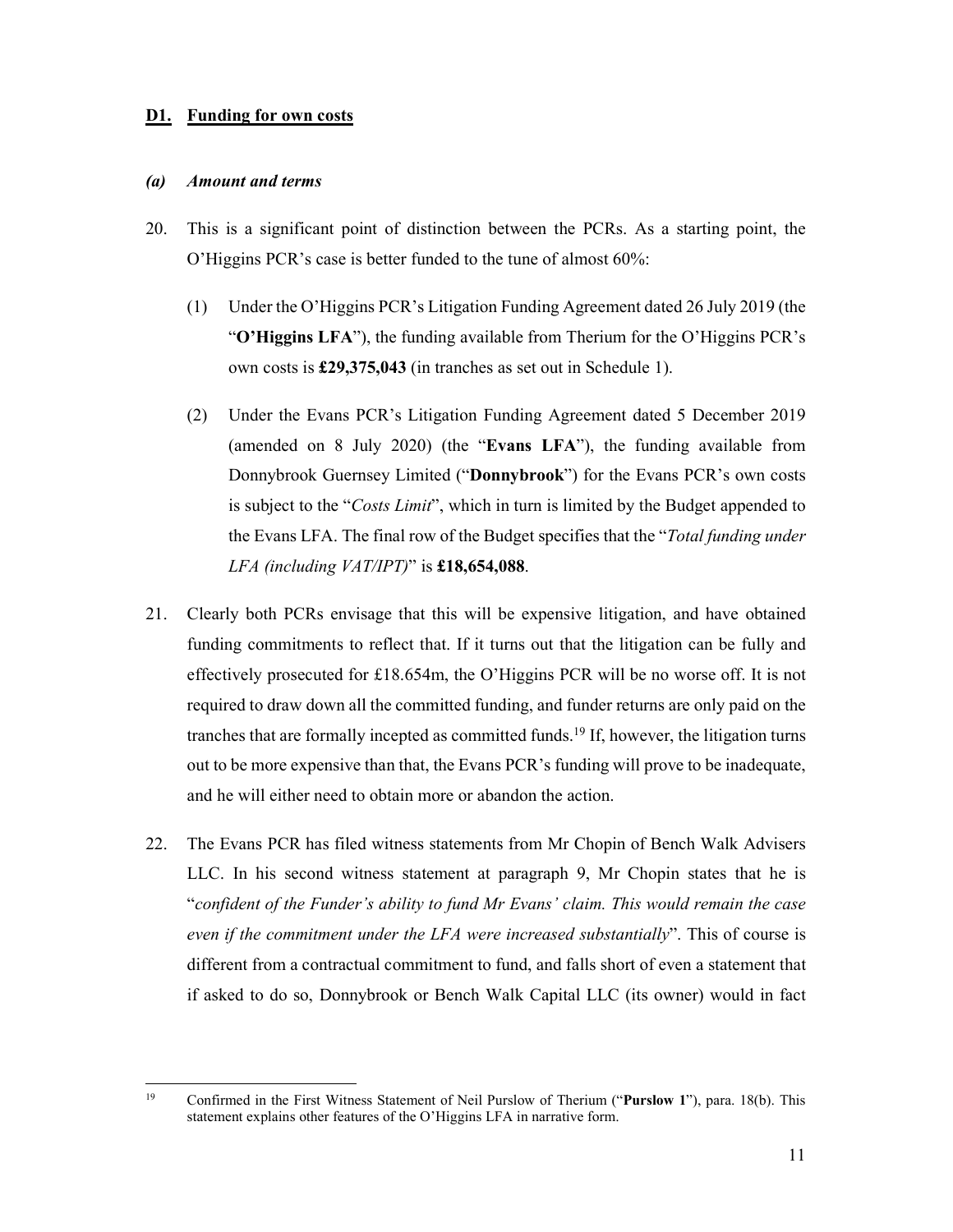## D1. Funding for own costs

### *(a) Amount and terms*

20. This is a significant point of distinction between the PCRs. As a starting point, the O'Higgins PCR's case is better funded to the tune of almost 60%:

    (1) Under the O'Higgins PCR's Litigation Funding Agreement dated 26 July 2019 (the "**O'Higgins LFA**"), the funding available from Therium for the O'Higgins PCR's own costs is **£29,375,043** (in tranches as set out in Schedule 1).

    (2) Under the Evans PCR's Litigation Funding Agreement dated 5 December 2019 (amended on 8 July 2020) (the "**Evans LFA**"), the funding available from Donnybrook Guernsey Limited ("**Donnybrook**") for the Evans PCR's own costs is subject to the "*Costs Limit*", which in turn is limited by the Budget appended to the Evans LFA. The final row of the Budget specifies that the "*Total funding under LFA (including VAT/IPT)*" is **£18,654,088**.

21. Clearly both PCRs envisage that this will be expensive litigation, and have obtained funding commitments to reflect that. If it turns out that the litigation can be fully and effectively prosecuted for £18.654m, the O'Higgins PCR will be no worse off. It is not required to draw down all the committed funding, and funder returns are only paid on the tranches that are formally incepted as committed funds.[19] If, however, the litigation turns out to be more expensive than that, the Evans PCR's funding will prove to be inadequate, and he will either need to obtain more or abandon the action.

22. The Evans PCR has filed witness statements from Mr Chopin of Bench Walk Advisers LLC. In his second witness statement at paragraph 9, Mr Chopin states that he is "*confident of the Funder's ability to fund Mr Evans' claim. This would remain the case even if the commitment under the LFA were increased substantially*". This of course is different from a contractual commitment to fund, and falls short of even a statement that if asked to do so, Donnybrook or Bench Walk Capital LLC (its owner) would in fact

---

[19] Confirmed in the First Witness Statement of Neil Purslow of Therium ("**Purslow 1**"), para. 18(b). This statement explains other features of the O'Higgins LFA in narrative form.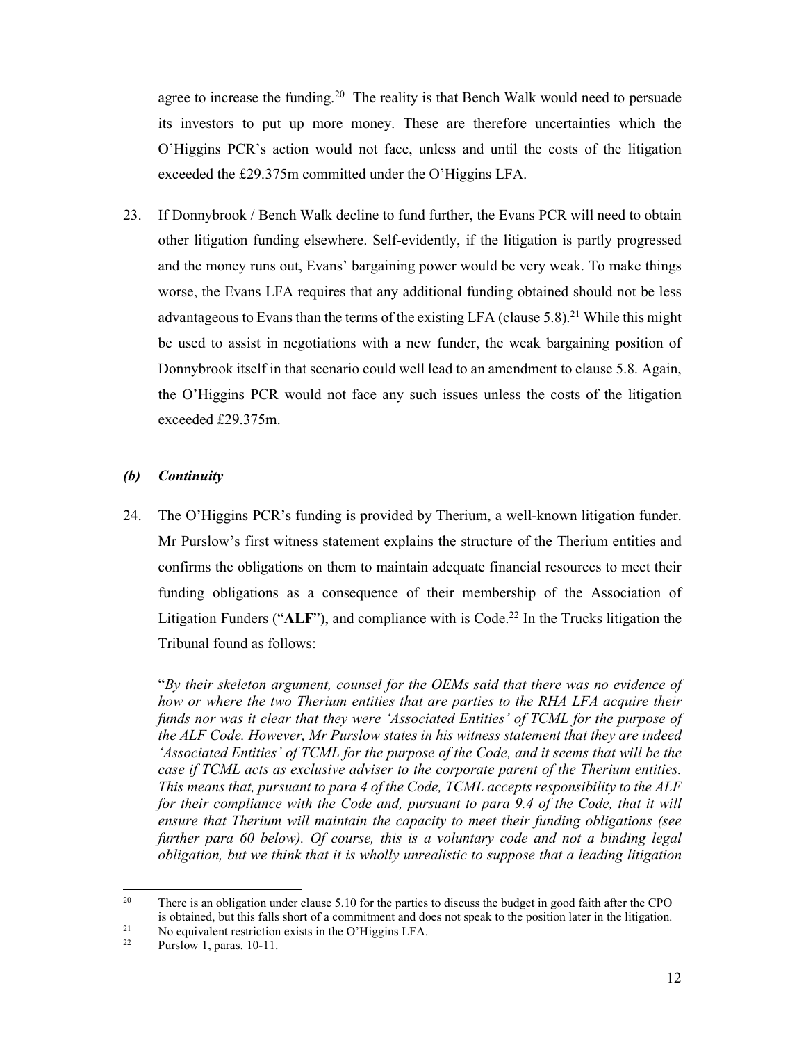agree to increase the funding.[20] The reality is that Bench Walk would need to persuade its investors to put up more money. These are therefore uncertainties which the O'Higgins PCR's action would not face, unless and until the costs of the litigation exceeded the £29.375m committed under the O'Higgins LFA.

23. If Donnybrook / Bench Walk decline to fund further, the Evans PCR will need to obtain other litigation funding elsewhere. Self-evidently, if the litigation is partly progressed and the money runs out, Evans' bargaining power would be very weak. To make things worse, the Evans LFA requires that any additional funding obtained should not be less advantageous to Evans than the terms of the existing LFA (clause 5.8).[21] While this might be used to assist in negotiations with a new funder, the weak bargaining position of Donnybrook itself in that scenario could well lead to an amendment to clause 5.8. Again, the O'Higgins PCR would not face any such issues unless the costs of the litigation exceeded £29.375m.

### *(b) Continuity*

24. The O'Higgins PCR's funding is provided by Therium, a well-known litigation funder. Mr Purslow's first witness statement explains the structure of the Therium entities and confirms the obligations on them to maintain adequate financial resources to meet their funding obligations as a consequence of their membership of the Association of Litigation Funders ("**ALF**"), and compliance with is Code.[22] In the Trucks litigation the Tribunal found as follows:

"*By their skeleton argument, counsel for the OEMs said that there was no evidence of how or where the two Therium entities that are parties to the RHA LFA acquire their funds nor was it clear that they were 'Associated Entities' of TCML for the purpose of the ALF Code. However, Mr Purslow states in his witness statement that they are indeed 'Associated Entities' of TCML for the purpose of the Code, and it seems that will be the case if TCML acts as exclusive adviser to the corporate parent of the Therium entities. This means that, pursuant to para 4 of the Code, TCML accepts responsibility to the ALF for their compliance with the Code and, pursuant to para 9.4 of the Code, that it will ensure that Therium will maintain the capacity to meet their funding obligations (see further para 60 below). Of course, this is a voluntary code and not a binding legal obligation, but we think that it is wholly unrealistic to suppose that a leading litigation*

---

[20] There is an obligation under clause 5.10 for the parties to discuss the budget in good faith after the CPO is obtained, but this falls short of a commitment and does not speak to the position later in the litigation.

[21] No equivalent restriction exists in the O'Higgins LFA.

[22] Purslow 1, paras. 10-11.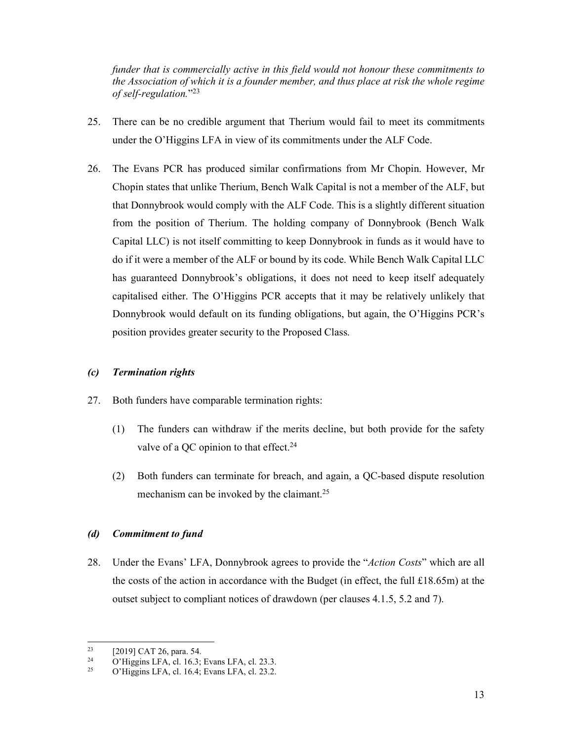*funder that is commercially active in this field would not honour these commitments to the Association of which it is a founder member, and thus place at risk the whole regime of self-regulation.*"[23]

25. There can be no credible argument that Therium would fail to meet its commitments under the O'Higgins LFA in view of its commitments under the ALF Code.

26. The Evans PCR has produced similar confirmations from Mr Chopin. However, Mr Chopin states that unlike Therium, Bench Walk Capital is not a member of the ALF, but that Donnybrook would comply with the ALF Code. This is a slightly different situation from the position of Therium. The holding company of Donnybrook (Bench Walk Capital LLC) is not itself committing to keep Donnybrook in funds as it would have to do if it were a member of the ALF or bound by its code. While Bench Walk Capital LLC has guaranteed Donnybrook's obligations, it does not need to keep itself adequately capitalised either. The O'Higgins PCR accepts that it may be relatively unlikely that Donnybrook would default on its funding obligations, but again, the O'Higgins PCR's position provides greater security to the Proposed Class.

### *(c) Termination rights*

27. Both funders have comparable termination rights:

    (1) The funders can withdraw if the merits decline, but both provide for the safety valve of a QC opinion to that effect.[24]

    (2) Both funders can terminate for breach, and again, a QC-based dispute resolution mechanism can be invoked by the claimant.[25]

### *(d) Commitment to fund*

28. Under the Evans' LFA, Donnybrook agrees to provide the "*Action Costs*" which are all the costs of the action in accordance with the Budget (in effect, the full £18.65m) at the outset subject to compliant notices of drawdown (per clauses 4.1.5, 5.2 and 7).

---

[23] [2019] CAT 26, para. 54.

[24] O'Higgins LFA, cl. 16.3; Evans LFA, cl. 23.3.

[25] O'Higgins LFA, cl. 16.4; Evans LFA, cl. 23.2.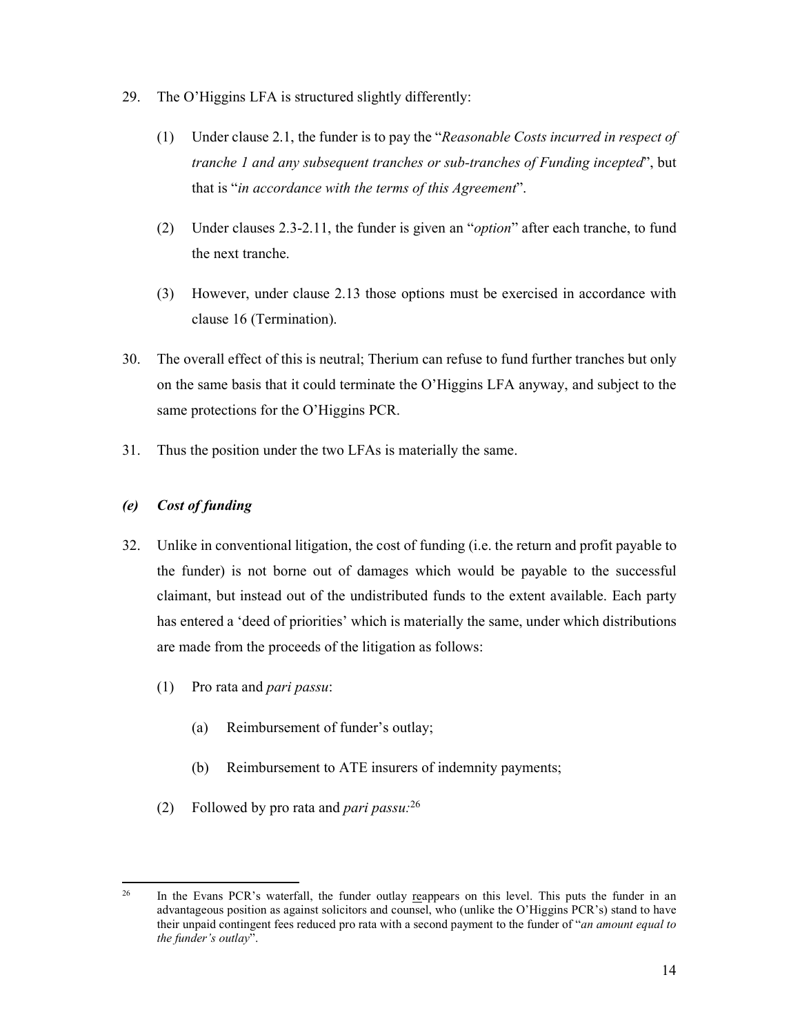29. The O'Higgins LFA is structured slightly differently:

    (1) Under clause 2.1, the funder is to pay the "*Reasonable Costs incurred in respect of tranche 1 and any subsequent tranches or sub-tranches of Funding incepted*", but that is "*in accordance with the terms of this Agreement*".

    (2) Under clauses 2.3-2.11, the funder is given an "*option*" after each tranche, to fund the next tranche.

    (3) However, under clause 2.13 those options must be exercised in accordance with clause 16 (Termination).

30. The overall effect of this is neutral; Therium can refuse to fund further tranches but only on the same basis that it could terminate the O'Higgins LFA anyway, and subject to the same protections for the O'Higgins PCR.

31. Thus the position under the two LFAs is materially the same.

### *(e) Cost of funding*

32. Unlike in conventional litigation, the cost of funding (i.e. the return and profit payable to the funder) is not borne out of damages which would be payable to the successful claimant, but instead out of the undistributed funds to the extent available. Each party has entered a 'deed of priorities' which is materially the same, under which distributions are made from the proceeds of the litigation as follows:

    (1) Pro rata and *pari passu*:

        (a) Reimbursement of funder's outlay;

        (b) Reimbursement to ATE insurers of indemnity payments;

    (2) Followed by pro rata and *pari passu:*[26]

---

[26] In the Evans PCR's waterfall, the funder outlay reappears on this level. This puts the funder in an advantageous position as against solicitors and counsel, who (unlike the O'Higgins PCR's) stand to have their unpaid contingent fees reduced pro rata with a second payment to the funder of "*an amount equal to the funder's outlay*".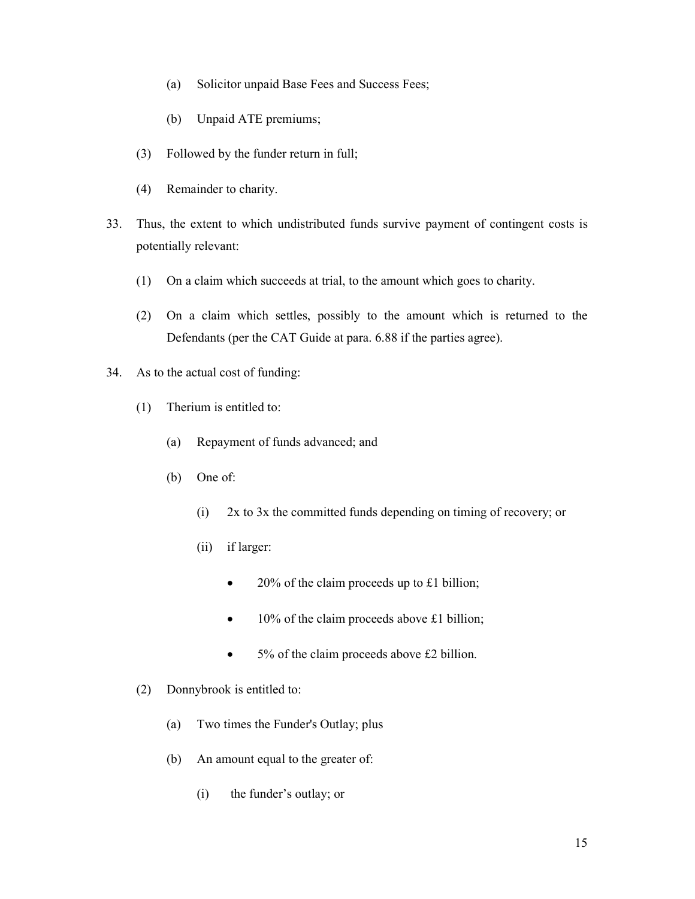(a) Solicitor unpaid Base Fees and Success Fees;

(b) Unpaid ATE premiums;

(3) Followed by the funder return in full;

(4) Remainder to charity.

33. Thus, the extent to which undistributed funds survive payment of contingent costs is potentially relevant:

(1) On a claim which succeeds at trial, to the amount which goes to charity.

(2) On a claim which settles, possibly to the amount which is returned to the Defendants (per the CAT Guide at para. 6.88 if the parties agree).

34. As to the actual cost of funding:

(1) Therium is entitled to:

(a) Repayment of funds advanced; and

(b) One of:

(i) 2x to 3x the committed funds depending on timing of recovery; or

(ii) if larger:

- 20% of the claim proceeds up to £1 billion;
- 10% of the claim proceeds above £1 billion;
- 5% of the claim proceeds above £2 billion.

(2) Donnybrook is entitled to:

(a) Two times the Funder's Outlay; plus

(b) An amount equal to the greater of:

(i) the funder's outlay; or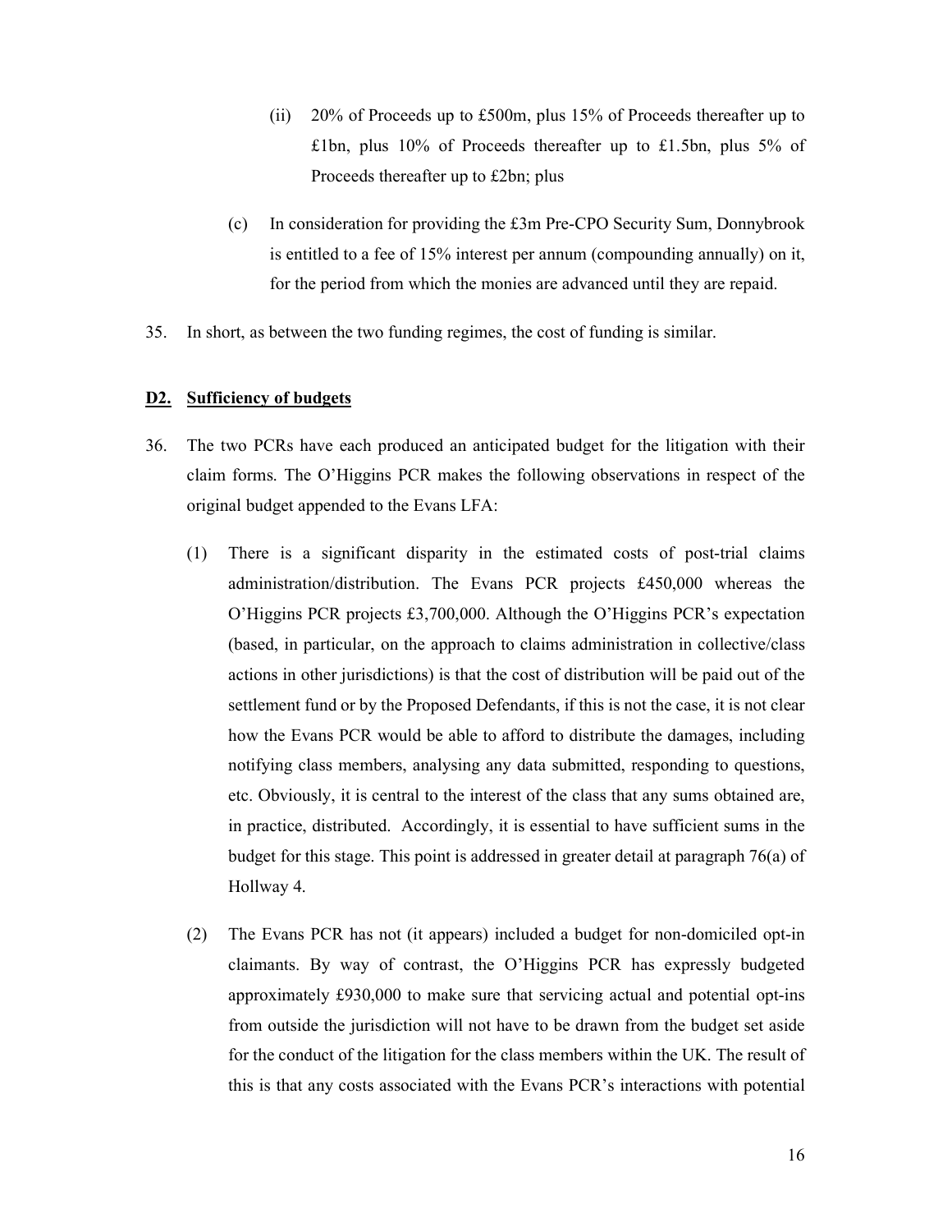(ii) 20% of Proceeds up to £500m, plus 15% of Proceeds thereafter up to £1bn, plus 10% of Proceeds thereafter up to £1.5bn, plus 5% of Proceeds thereafter up to £2bn; plus

(c) In consideration for providing the £3m Pre-CPO Security Sum, Donnybrook is entitled to a fee of 15% interest per annum (compounding annually) on it, for the period from which the monies are advanced until they are repaid.

35. In short, as between the two funding regimes, the cost of funding is similar.

## D2. Sufficiency of budgets

36. The two PCRs have each produced an anticipated budget for the litigation with their claim forms. The O'Higgins PCR makes the following observations in respect of the original budget appended to the Evans LFA:

(1) There is a significant disparity in the estimated costs of post-trial claims administration/distribution. The Evans PCR projects £450,000 whereas the O'Higgins PCR projects £3,700,000. Although the O'Higgins PCR's expectation (based, in particular, on the approach to claims administration in collective/class actions in other jurisdictions) is that the cost of distribution will be paid out of the settlement fund or by the Proposed Defendants, if this is not the case, it is not clear how the Evans PCR would be able to afford to distribute the damages, including notifying class members, analysing any data submitted, responding to questions, etc. Obviously, it is central to the interest of the class that any sums obtained are, in practice, distributed. Accordingly, it is essential to have sufficient sums in the budget for this stage. This point is addressed in greater detail at paragraph 76(a) of Hollway 4.

(2) The Evans PCR has not (it appears) included a budget for non-domiciled opt-in claimants. By way of contrast, the O'Higgins PCR has expressly budgeted approximately £930,000 to make sure that servicing actual and potential opt-ins from outside the jurisdiction will not have to be drawn from the budget set aside for the conduct of the litigation for the class members within the UK. The result of this is that any costs associated with the Evans PCR's interactions with potential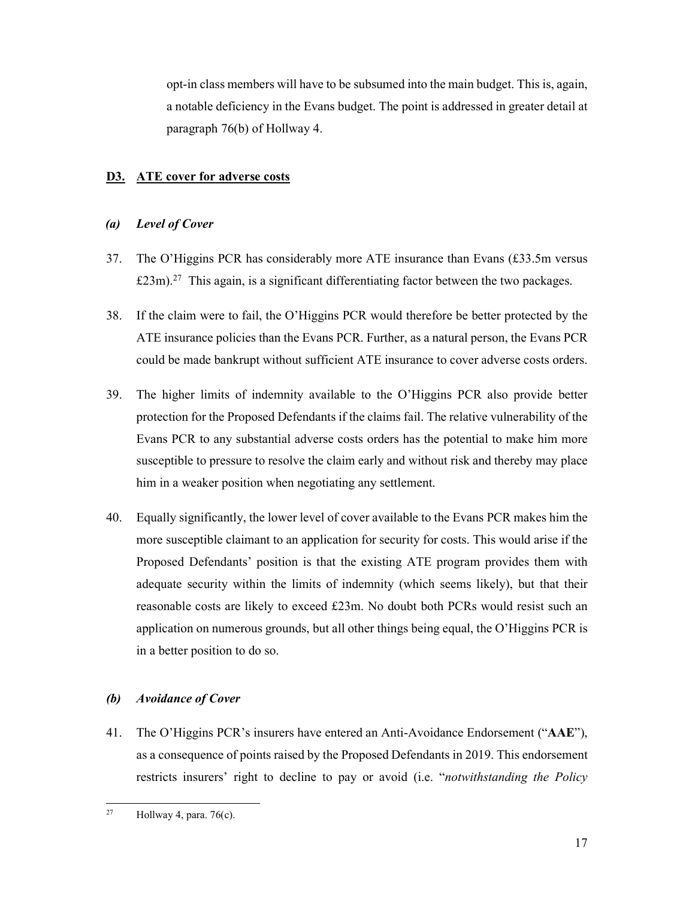opt-in class members will have to be subsumed into the main budget. This is, again, a notable deficiency in the Evans budget. The point is addressed in greater detail at paragraph 76(b) of Hollway 4.

## D3. ATE cover for adverse costs

### *(a) Level of Cover*

37. The O'Higgins PCR has considerably more ATE insurance than Evans (£33.5m versus £23m).[27] This again, is a significant differentiating factor between the two packages.

38. If the claim were to fail, the O'Higgins PCR would therefore be better protected by the ATE insurance policies than the Evans PCR. Further, as a natural person, the Evans PCR could be made bankrupt without sufficient ATE insurance to cover adverse costs orders.

39. The higher limits of indemnity available to the O'Higgins PCR also provide better protection for the Proposed Defendants if the claims fail. The relative vulnerability of the Evans PCR to any substantial adverse costs orders has the potential to make him more susceptible to pressure to resolve the claim early and without risk and thereby may place him in a weaker position when negotiating any settlement.

40. Equally significantly, the lower level of cover available to the Evans PCR makes him the more susceptible claimant to an application for security for costs. This would arise if the Proposed Defendants' position is that the existing ATE program provides them with adequate security within the limits of indemnity (which seems likely), but that their reasonable costs are likely to exceed £23m. No doubt both PCRs would resist such an application on numerous grounds, but all other things being equal, the O'Higgins PCR is in a better position to do so.

### *(b) Avoidance of Cover*

41. The O'Higgins PCR's insurers have entered an Anti-Avoidance Endorsement ("**AAE**"), as a consequence of points raised by the Proposed Defendants in 2019. This endorsement restricts insurers' right to decline to pay or avoid (i.e. "*notwithstanding the Policy*

---

[27] Hollway 4, para. 76(c).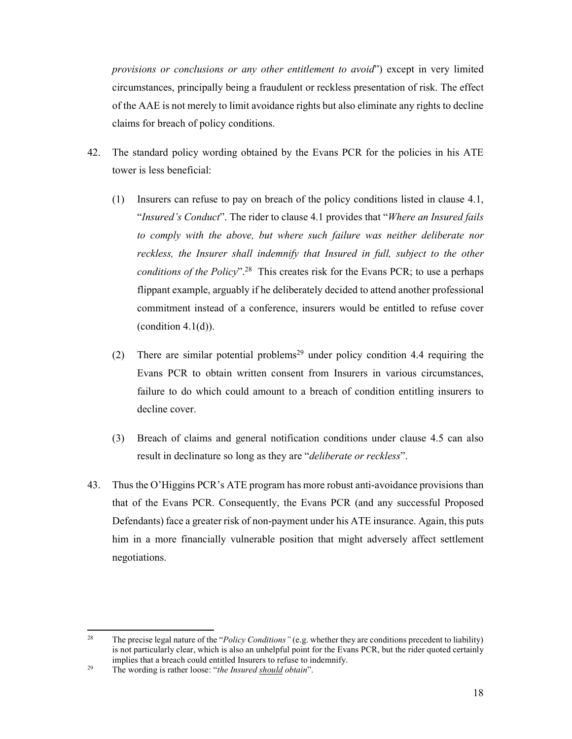*provisions or conclusions or any other entitlement to avoid*") except in very limited circumstances, principally being a fraudulent or reckless presentation of risk. The effect of the AAE is not merely to limit avoidance rights but also eliminate any rights to decline claims for breach of policy conditions.

42. The standard policy wording obtained by the Evans PCR for the policies in his ATE tower is less beneficial:

    (1) Insurers can refuse to pay on breach of the policy conditions listed in clause 4.1, "*Insured's Conduct*". The rider to clause 4.1 provides that "*Where an Insured fails to comply with the above, but where such failure was neither deliberate nor reckless, the Insurer shall indemnify that Insured in full, subject to the other conditions of the Policy*".[28] This creates risk for the Evans PCR; to use a perhaps flippant example, arguably if he deliberately decided to attend another professional commitment instead of a conference, insurers would be entitled to refuse cover (condition 4.1(d)).

    (2) There are similar potential problems[29] under policy condition 4.4 requiring the Evans PCR to obtain written consent from Insurers in various circumstances, failure to do which could amount to a breach of condition entitling insurers to decline cover.

    (3) Breach of claims and general notification conditions under clause 4.5 can also result in declinature so long as they are "*deliberate or reckless*".

43. Thus the O'Higgins PCR's ATE program has more robust anti-avoidance provisions than that of the Evans PCR. Consequently, the Evans PCR (and any successful Proposed Defendants) face a greater risk of non-payment under his ATE insurance. Again, this puts him in a more financially vulnerable position that might adversely affect settlement negotiations.

---

[28] The precise legal nature of the "*Policy Conditions"* (e.g. whether they are conditions precedent to liability) is not particularly clear, which is also an unhelpful point for the Evans PCR, but the rider quoted certainly implies that a breach could entitled Insurers to refuse to indemnify.

[29] The wording is rather loose: "*the Insured <u>should</u> obtain*".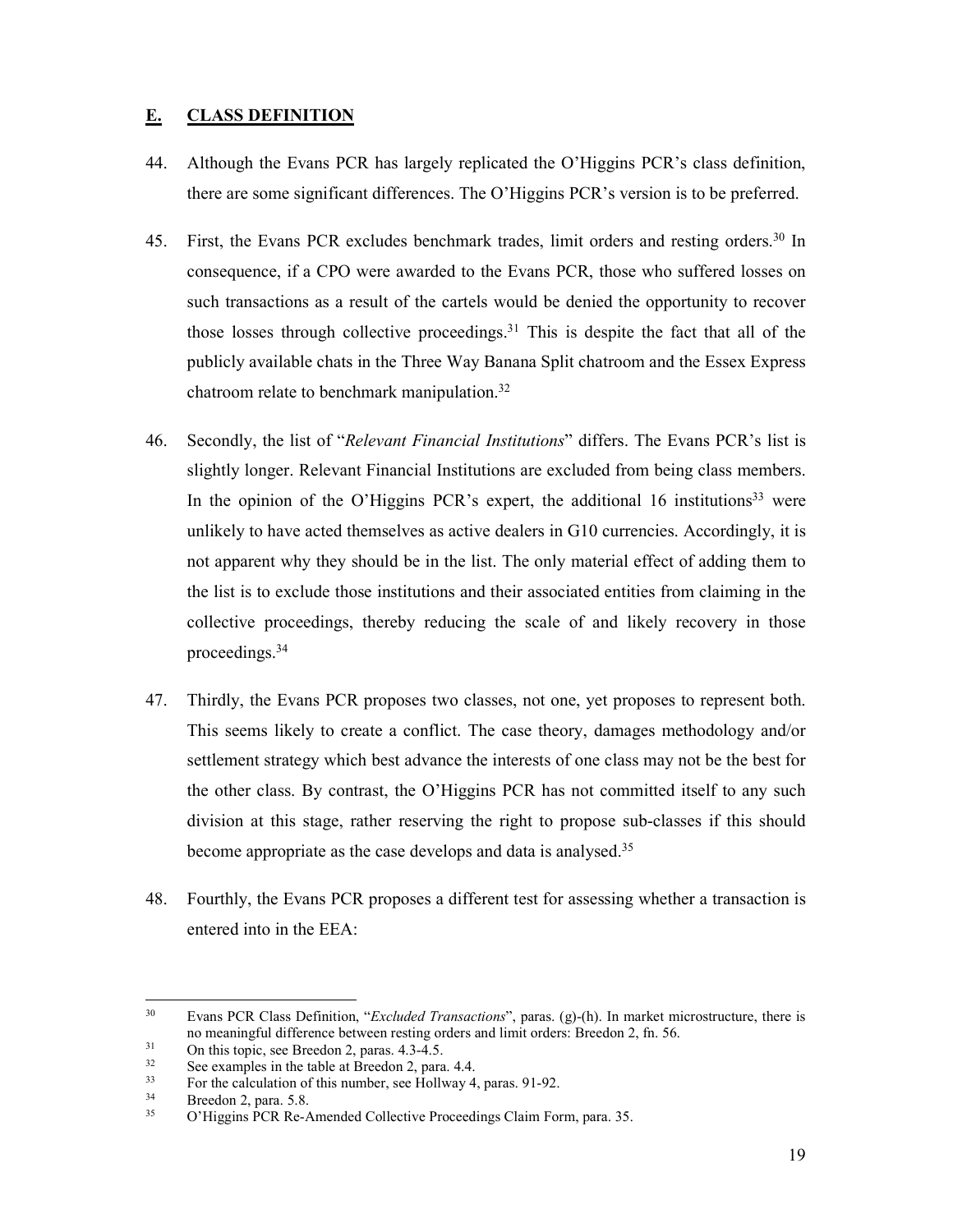## E. CLASS DEFINITION

44. Although the Evans PCR has largely replicated the O'Higgins PCR's class definition, there are some significant differences. The O'Higgins PCR's version is to be preferred.

45. First, the Evans PCR excludes benchmark trades, limit orders and resting orders.[30] In consequence, if a CPO were awarded to the Evans PCR, those who suffered losses on such transactions as a result of the cartels would be denied the opportunity to recover those losses through collective proceedings.[31] This is despite the fact that all of the publicly available chats in the Three Way Banana Split chatroom and the Essex Express chatroom relate to benchmark manipulation.[32]

46. Secondly, the list of "*Relevant Financial Institutions*" differs. The Evans PCR's list is slightly longer. Relevant Financial Institutions are excluded from being class members. In the opinion of the O'Higgins PCR's expert, the additional 16 institutions[33] were unlikely to have acted themselves as active dealers in G10 currencies. Accordingly, it is not apparent why they should be in the list. The only material effect of adding them to the list is to exclude those institutions and their associated entities from claiming in the collective proceedings, thereby reducing the scale of and likely recovery in those proceedings.[34]

47. Thirdly, the Evans PCR proposes two classes, not one, yet proposes to represent both. This seems likely to create a conflict. The case theory, damages methodology and/or settlement strategy which best advance the interests of one class may not be the best for the other class. By contrast, the O'Higgins PCR has not committed itself to any such division at this stage, rather reserving the right to propose sub-classes if this should become appropriate as the case develops and data is analysed.[35]

48. Fourthly, the Evans PCR proposes a different test for assessing whether a transaction is entered into in the EEA:

---

[30] Evans PCR Class Definition, "*Excluded Transactions*", paras. (g)-(h). In market microstructure, there is no meaningful difference between resting orders and limit orders: Breedon 2, fn. 56.

[31] On this topic, see Breedon 2, paras. 4.3-4.5.

[32] See examples in the table at Breedon 2, para. 4.4.

[33] For the calculation of this number, see Hollway 4, paras. 91-92.

[34] Breedon 2, para. 5.8.

[35] O'Higgins PCR Re-Amended Collective Proceedings Claim Form, para. 35.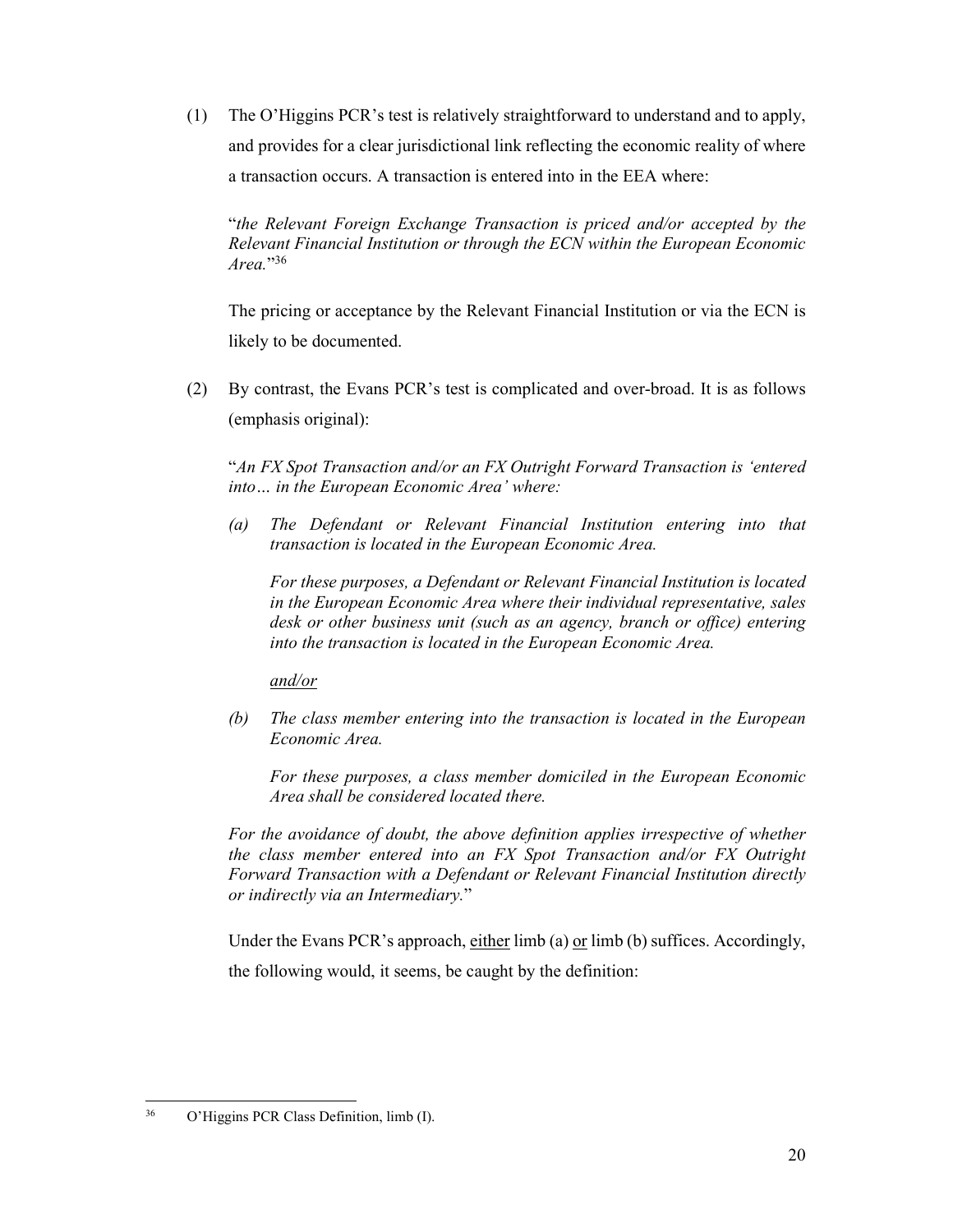(1) The O'Higgins PCR's test is relatively straightforward to understand and to apply, and provides for a clear jurisdictional link reflecting the economic reality of where a transaction occurs. A transaction is entered into in the EEA where:

> "*the Relevant Foreign Exchange Transaction is priced and/or accepted by the Relevant Financial Institution or through the ECN within the European Economic Area.*"[36]

The pricing or acceptance by the Relevant Financial Institution or via the ECN is likely to be documented.

(2) By contrast, the Evans PCR's test is complicated and over-broad. It is as follows (emphasis original):

> "*An FX Spot Transaction and/or an FX Outright Forward Transaction is 'entered into… in the European Economic Area' where:*
>
> *(a) The Defendant or Relevant Financial Institution entering into that transaction is located in the European Economic Area.*
>
> *For these purposes, a Defendant or Relevant Financial Institution is located in the European Economic Area where their individual representative, sales desk or other business unit (such as an agency, branch or office) entering into the transaction is located in the European Economic Area.*
>
> <u>*and/or*</u>
>
> *(b) The class member entering into the transaction is located in the European Economic Area.*
>
> *For these purposes, a class member domiciled in the European Economic Area shall be considered located there.*
>
> *For the avoidance of doubt, the above definition applies irrespective of whether the class member entered into an FX Spot Transaction and/or FX Outright Forward Transaction with a Defendant or Relevant Financial Institution directly or indirectly via an Intermediary.*"

Under the Evans PCR's approach, <u>either</u> limb (a) <u>or</u> limb (b) suffices. Accordingly, the following would, it seems, be caught by the definition:

---

[36] O'Higgins PCR Class Definition, limb (I).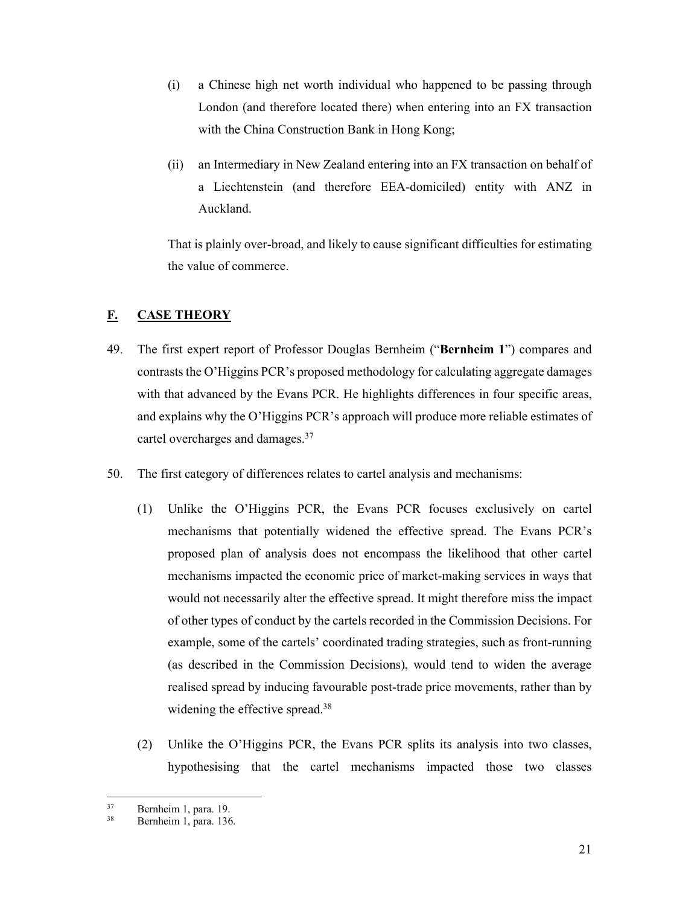(i) a Chinese high net worth individual who happened to be passing through London (and therefore located there) when entering into an FX transaction with the China Construction Bank in Hong Kong;

(ii) an Intermediary in New Zealand entering into an FX transaction on behalf of a Liechtenstein (and therefore EEA-domiciled) entity with ANZ in Auckland.

That is plainly over-broad, and likely to cause significant difficulties for estimating the value of commerce.

## F. CASE THEORY

49. The first expert report of Professor Douglas Bernheim ("**Bernheim 1**") compares and contrasts the O'Higgins PCR's proposed methodology for calculating aggregate damages with that advanced by the Evans PCR. He highlights differences in four specific areas, and explains why the O'Higgins PCR's approach will produce more reliable estimates of cartel overcharges and damages.[37]

50. The first category of differences relates to cartel analysis and mechanisms:

(1) Unlike the O'Higgins PCR, the Evans PCR focuses exclusively on cartel mechanisms that potentially widened the effective spread. The Evans PCR's proposed plan of analysis does not encompass the likelihood that other cartel mechanisms impacted the economic price of market-making services in ways that would not necessarily alter the effective spread. It might therefore miss the impact of other types of conduct by the cartels recorded in the Commission Decisions. For example, some of the cartels' coordinated trading strategies, such as front-running (as described in the Commission Decisions), would tend to widen the average realised spread by inducing favourable post-trade price movements, rather than by widening the effective spread.[38]

(2) Unlike the O'Higgins PCR, the Evans PCR splits its analysis into two classes, hypothesising that the cartel mechanisms impacted those two classes

---

[37] Bernheim 1, para. 19.

[38] Bernheim 1, para. 136.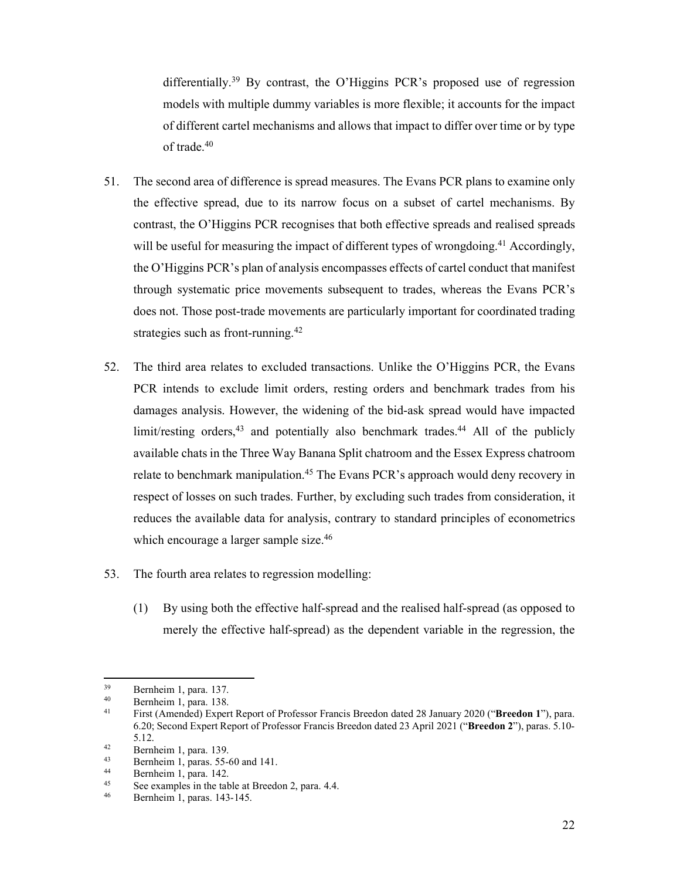differentially.[39] By contrast, the O'Higgins PCR's proposed use of regression models with multiple dummy variables is more flexible; it accounts for the impact of different cartel mechanisms and allows that impact to differ over time or by type of trade.[40]

51. The second area of difference is spread measures. The Evans PCR plans to examine only the effective spread, due to its narrow focus on a subset of cartel mechanisms. By contrast, the O'Higgins PCR recognises that both effective spreads and realised spreads will be useful for measuring the impact of different types of wrongdoing.[41] Accordingly, the O'Higgins PCR's plan of analysis encompasses effects of cartel conduct that manifest through systematic price movements subsequent to trades, whereas the Evans PCR's does not. Those post-trade movements are particularly important for coordinated trading strategies such as front-running.[42]

52. The third area relates to excluded transactions. Unlike the O'Higgins PCR, the Evans PCR intends to exclude limit orders, resting orders and benchmark trades from his damages analysis. However, the widening of the bid-ask spread would have impacted limit/resting orders,[43] and potentially also benchmark trades.[44] All of the publicly available chats in the Three Way Banana Split chatroom and the Essex Express chatroom relate to benchmark manipulation.[45] The Evans PCR's approach would deny recovery in respect of losses on such trades. Further, by excluding such trades from consideration, it reduces the available data for analysis, contrary to standard principles of econometrics which encourage a larger sample size.[46]

53. The fourth area relates to regression modelling:

    (1) By using both the effective half-spread and the realised half-spread (as opposed to merely the effective half-spread) as the dependent variable in the regression, the

---

[39] Bernheim 1, para. 137.

[40] Bernheim 1, para. 138.

[41] First (Amended) Expert Report of Professor Francis Breedon dated 28 January 2020 ("**Breedon 1**"), para. 6.20; Second Expert Report of Professor Francis Breedon dated 23 April 2021 ("**Breedon 2**"), paras. 5.10-5.12.

[42] Bernheim 1, para. 139.

[43] Bernheim 1, paras. 55-60 and 141.

[44] Bernheim 1, para. 142.

[45] See examples in the table at Breedon 2, para. 4.4.

[46] Bernheim 1, paras. 143-145.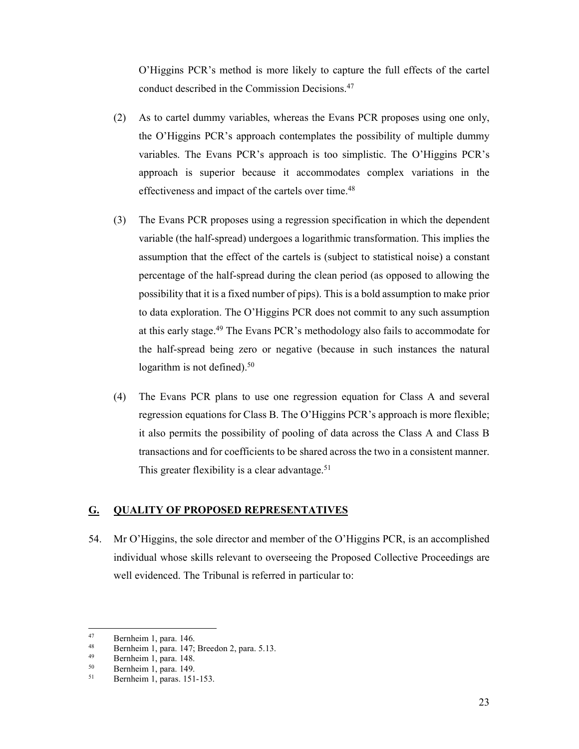O'Higgins PCR's method is more likely to capture the full effects of the cartel conduct described in the Commission Decisions.[47]

(2) As to cartel dummy variables, whereas the Evans PCR proposes using one only, the O'Higgins PCR's approach contemplates the possibility of multiple dummy variables. The Evans PCR's approach is too simplistic. The O'Higgins PCR's approach is superior because it accommodates complex variations in the effectiveness and impact of the cartels over time.[48]

(3) The Evans PCR proposes using a regression specification in which the dependent variable (the half-spread) undergoes a logarithmic transformation. This implies the assumption that the effect of the cartels is (subject to statistical noise) a constant percentage of the half-spread during the clean period (as opposed to allowing the possibility that it is a fixed number of pips). This is a bold assumption to make prior to data exploration. The O'Higgins PCR does not commit to any such assumption at this early stage.[49] The Evans PCR's methodology also fails to accommodate for the half-spread being zero or negative (because in such instances the natural logarithm is not defined).[50]

(4) The Evans PCR plans to use one regression equation for Class A and several regression equations for Class B. The O'Higgins PCR's approach is more flexible; it also permits the possibility of pooling of data across the Class A and Class B transactions and for coefficients to be shared across the two in a consistent manner. This greater flexibility is a clear advantage.[51]

## G. QUALITY OF PROPOSED REPRESENTATIVES

54. Mr O'Higgins, the sole director and member of the O'Higgins PCR, is an accomplished individual whose skills relevant to overseeing the Proposed Collective Proceedings are well evidenced. The Tribunal is referred in particular to:

---

[47] Bernheim 1, para. 146.

[48] Bernheim 1, para. 147; Breedon 2, para. 5.13.

[49] Bernheim 1, para. 148.

[50] Bernheim 1, para. 149.

[51] Bernheim 1, paras. 151-153.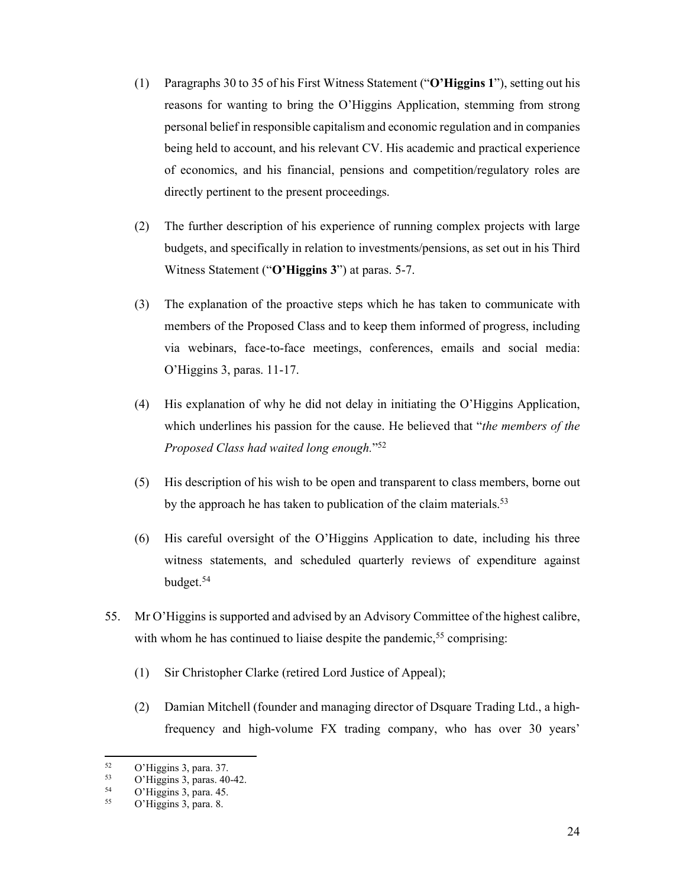(1) Paragraphs 30 to 35 of his First Witness Statement ("**O'Higgins 1**"), setting out his reasons for wanting to bring the O'Higgins Application, stemming from strong personal belief in responsible capitalism and economic regulation and in companies being held to account, and his relevant CV. His academic and practical experience of economics, and his financial, pensions and competition/regulatory roles are directly pertinent to the present proceedings.

(2) The further description of his experience of running complex projects with large budgets, and specifically in relation to investments/pensions, as set out in his Third Witness Statement ("**O'Higgins 3**") at paras. 5-7.

(3) The explanation of the proactive steps which he has taken to communicate with members of the Proposed Class and to keep them informed of progress, including via webinars, face-to-face meetings, conferences, emails and social media: O'Higgins 3, paras. 11-17.

(4) His explanation of why he did not delay in initiating the O'Higgins Application, which underlines his passion for the cause. He believed that "*the members of the Proposed Class had waited long enough.*"[52]

(5) His description of his wish to be open and transparent to class members, borne out by the approach he has taken to publication of the claim materials.[53]

(6) His careful oversight of the O'Higgins Application to date, including his three witness statements, and scheduled quarterly reviews of expenditure against budget.[54]

55. Mr O'Higgins is supported and advised by an Advisory Committee of the highest calibre, with whom he has continued to liaise despite the pandemic,[55] comprising:

(1) Sir Christopher Clarke (retired Lord Justice of Appeal);

(2) Damian Mitchell (founder and managing director of Dsquare Trading Ltd., a high-frequency and high-volume FX trading company, who has over 30 years'

---

[52] O'Higgins 3, para. 37.

[53] O'Higgins 3, paras. 40-42.

[54] O'Higgins 3, para. 45.

[55] O'Higgins 3, para. 8.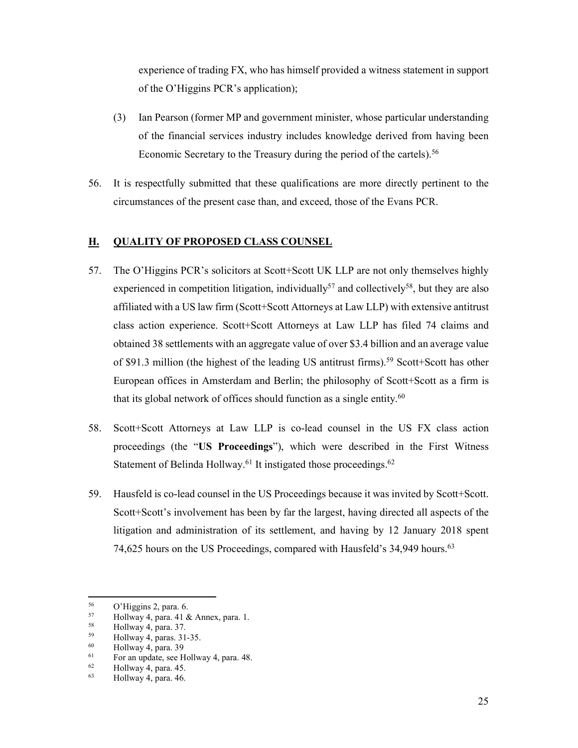experience of trading FX, who has himself provided a witness statement in support of the O'Higgins PCR's application);

(3) Ian Pearson (former MP and government minister, whose particular understanding of the financial services industry includes knowledge derived from having been Economic Secretary to the Treasury during the period of the cartels).[56]

56. It is respectfully submitted that these qualifications are more directly pertinent to the circumstances of the present case than, and exceed, those of the Evans PCR.

## H. QUALITY OF PROPOSED CLASS COUNSEL

57. The O'Higgins PCR's solicitors at Scott+Scott UK LLP are not only themselves highly experienced in competition litigation, individually[57] and collectively[58], but they are also affiliated with a US law firm (Scott+Scott Attorneys at Law LLP) with extensive antitrust class action experience. Scott+Scott Attorneys at Law LLP has filed 74 claims and obtained 38 settlements with an aggregate value of over $3.4 billion and an average value of $91.3 million (the highest of the leading US antitrust firms).[59] Scott+Scott has other European offices in Amsterdam and Berlin; the philosophy of Scott+Scott as a firm is that its global network of offices should function as a single entity.[60]

58. Scott+Scott Attorneys at Law LLP is co-lead counsel in the US FX class action proceedings (the "**US Proceedings**"), which were described in the First Witness Statement of Belinda Hollway.[61] It instigated those proceedings.[62]

59. Hausfeld is co-lead counsel in the US Proceedings because it was invited by Scott+Scott. Scott+Scott's involvement has been by far the largest, having directed all aspects of the litigation and administration of its settlement, and having by 12 January 2018 spent 74,625 hours on the US Proceedings, compared with Hausfeld's 34,949 hours.[63]

---

[56] O'Higgins 2, para. 6.

[57] Hollway 4, para. 41 & Annex, para. 1.

[58] Hollway 4, para. 37.

[59] Hollway 4, paras. 31-35.

[60] Hollway 4, para. 39

[61] For an update, see Hollway 4, para. 48.

[62] Hollway 4, para. 45.

[63] Hollway 4, para. 46.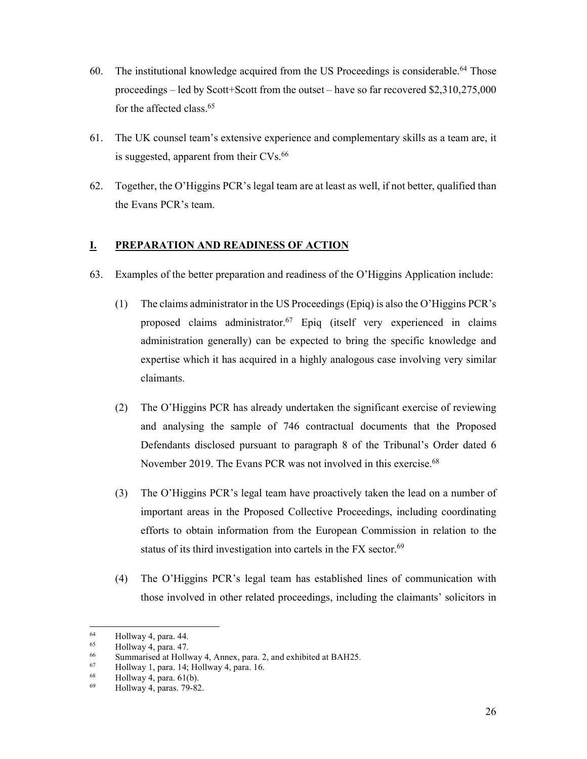60. The institutional knowledge acquired from the US Proceedings is considerable.[64] Those proceedings – led by Scott+Scott from the outset – have so far recovered $2,310,275,000 for the affected class.[65]

61. The UK counsel team's extensive experience and complementary skills as a team are, it is suggested, apparent from their CVs.[66]

62. Together, the O'Higgins PCR's legal team are at least as well, if not better, qualified than the Evans PCR's team.

## I. PREPARATION AND READINESS OF ACTION

63. Examples of the better preparation and readiness of the O'Higgins Application include:

    (1) The claims administrator in the US Proceedings (Epiq) is also the O'Higgins PCR's proposed claims administrator.[67] Epiq (itself very experienced in claims administration generally) can be expected to bring the specific knowledge and expertise which it has acquired in a highly analogous case involving very similar claimants.

    (2) The O'Higgins PCR has already undertaken the significant exercise of reviewing and analysing the sample of 746 contractual documents that the Proposed Defendants disclosed pursuant to paragraph 8 of the Tribunal's Order dated 6 November 2019. The Evans PCR was not involved in this exercise.[68]

    (3) The O'Higgins PCR's legal team have proactively taken the lead on a number of important areas in the Proposed Collective Proceedings, including coordinating efforts to obtain information from the European Commission in relation to the status of its third investigation into cartels in the FX sector.[69]

    (4) The O'Higgins PCR's legal team has established lines of communication with those involved in other related proceedings, including the claimants' solicitors in

---

[64] Hollway 4, para. 44.

[65] Hollway 4, para. 47.

[66] Summarised at Hollway 4, Annex, para. 2, and exhibited at BAH25.

[67] Hollway 1, para. 14; Hollway 4, para. 16.

[68] Hollway 4, para. 61(b).

[69] Hollway 4, paras. 79-82.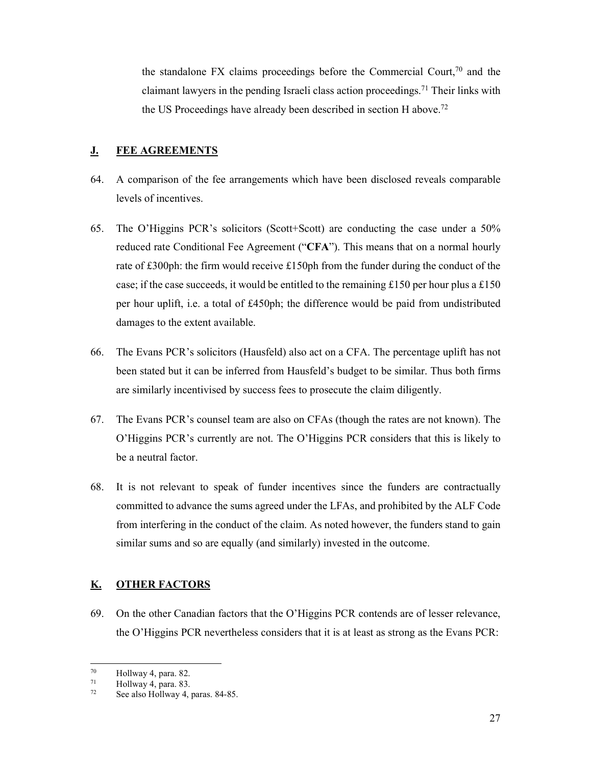the standalone FX claims proceedings before the Commercial Court,[70] and the claimant lawyers in the pending Israeli class action proceedings.[71] Their links with the US Proceedings have already been described in section H above.[72]

## J. FEE AGREEMENTS

64. A comparison of the fee arrangements which have been disclosed reveals comparable levels of incentives.

65. The O'Higgins PCR's solicitors (Scott+Scott) are conducting the case under a 50% reduced rate Conditional Fee Agreement ("**CFA**"). This means that on a normal hourly rate of £300ph: the firm would receive £150ph from the funder during the conduct of the case; if the case succeeds, it would be entitled to the remaining £150 per hour plus a £150 per hour uplift, i.e. a total of £450ph; the difference would be paid from undistributed damages to the extent available.

66. The Evans PCR's solicitors (Hausfeld) also act on a CFA. The percentage uplift has not been stated but it can be inferred from Hausfeld's budget to be similar. Thus both firms are similarly incentivised by success fees to prosecute the claim diligently.

67. The Evans PCR's counsel team are also on CFAs (though the rates are not known). The O'Higgins PCR's currently are not. The O'Higgins PCR considers that this is likely to be a neutral factor.

68. It is not relevant to speak of funder incentives since the funders are contractually committed to advance the sums agreed under the LFAs, and prohibited by the ALF Code from interfering in the conduct of the claim. As noted however, the funders stand to gain similar sums and so are equally (and similarly) invested in the outcome.

## K. OTHER FACTORS

69. On the other Canadian factors that the O'Higgins PCR contends are of lesser relevance, the O'Higgins PCR nevertheless considers that it is at least as strong as the Evans PCR:

---

[70] Hollway 4, para. 82.

[71] Hollway 4, para. 83.

[72] See also Hollway 4, paras. 84-85.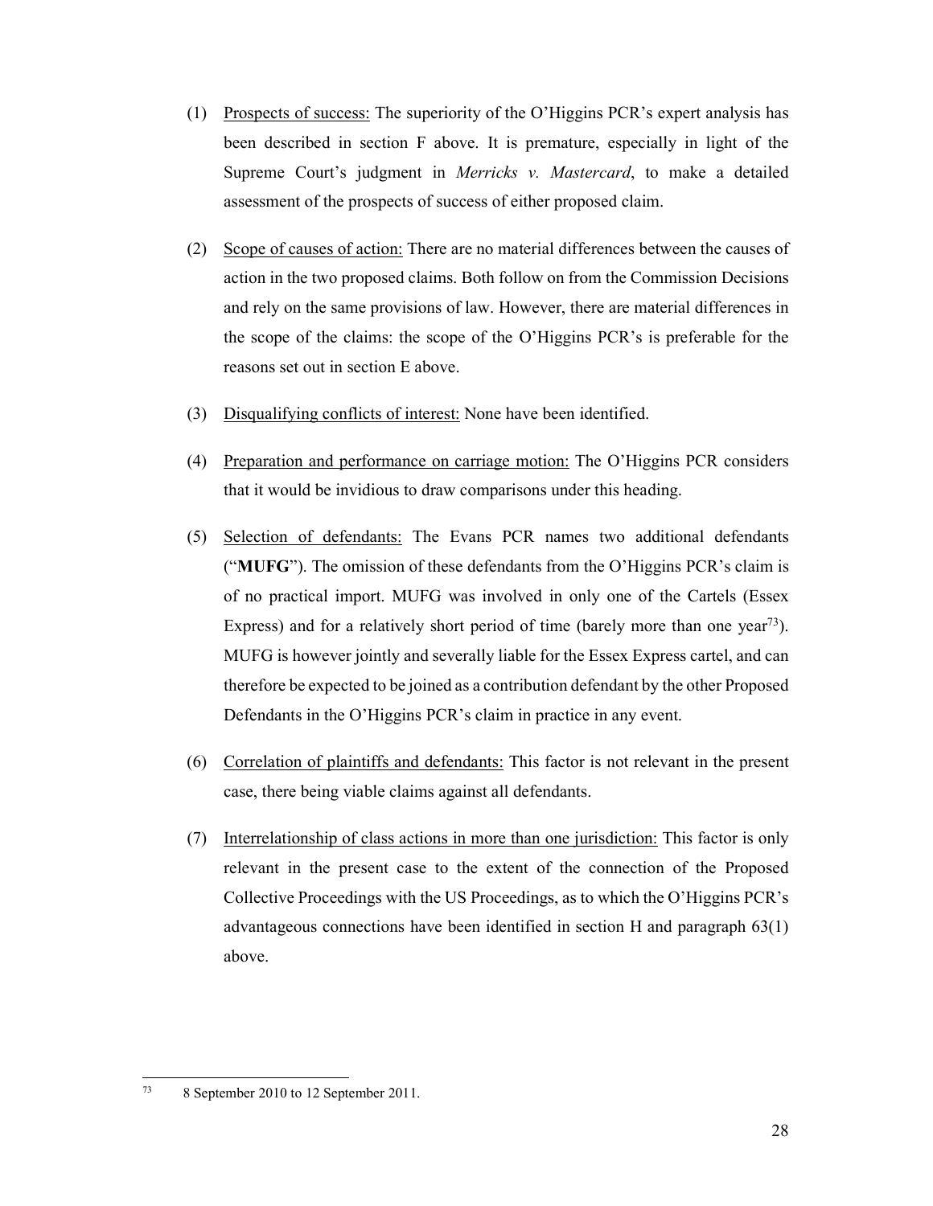(1) Prospects of success: The superiority of the O'Higgins PCR's expert analysis has been described in section F above. It is premature, especially in light of the Supreme Court's judgment in *Merricks v. Mastercard*, to make a detailed assessment of the prospects of success of either proposed claim.

(2) Scope of causes of action: There are no material differences between the causes of action in the two proposed claims. Both follow on from the Commission Decisions and rely on the same provisions of law. However, there are material differences in the scope of the claims: the scope of the O'Higgins PCR's is preferable for the reasons set out in section E above.

(3) Disqualifying conflicts of interest: None have been identified.

(4) Preparation and performance on carriage motion: The O'Higgins PCR considers that it would be invidious to draw comparisons under this heading.

(5) Selection of defendants: The Evans PCR names two additional defendants ("**MUFG**"). The omission of these defendants from the O'Higgins PCR's claim is of no practical import. MUFG was involved in only one of the Cartels (Essex Express) and for a relatively short period of time (barely more than one year[73]). MUFG is however jointly and severally liable for the Essex Express cartel, and can therefore be expected to be joined as a contribution defendant by the other Proposed Defendants in the O'Higgins PCR's claim in practice in any event.

(6) Correlation of plaintiffs and defendants: This factor is not relevant in the present case, there being viable claims against all defendants.

(7) Interrelationship of class actions in more than one jurisdiction: This factor is only relevant in the present case to the extent of the connection of the Proposed Collective Proceedings with the US Proceedings, as to which the O'Higgins PCR's advantageous connections have been identified in section H and paragraph 63(1) above.

---

[73] 8 September 2010 to 12 September 2011.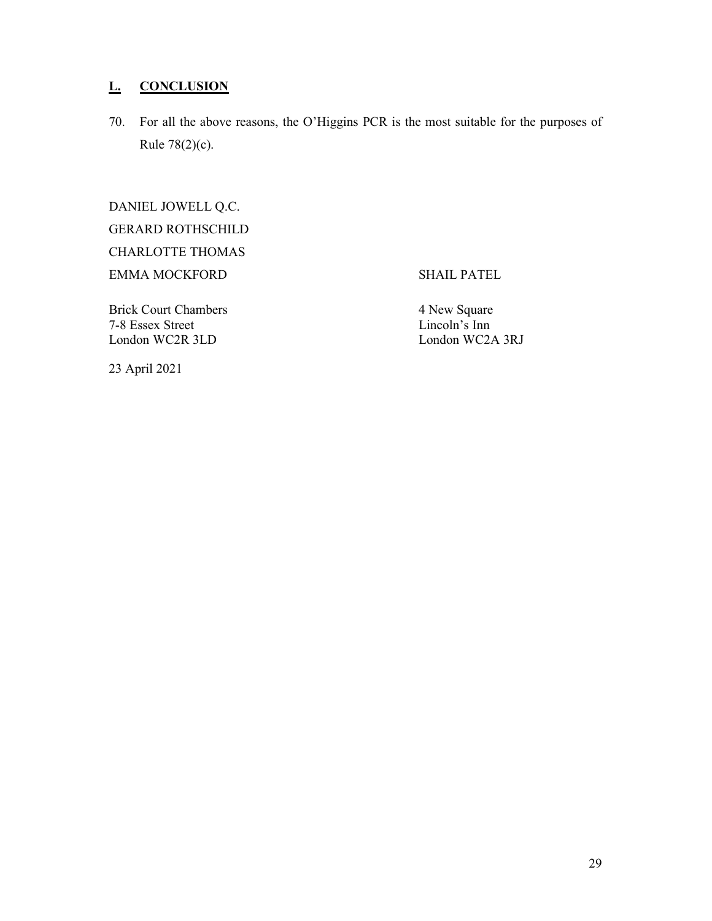## L. CONCLUSION

70. For all the above reasons, the O'Higgins PCR is the most suitable for the purposes of Rule 78(2)(c).

DANIEL JOWELL Q.C.
GERARD ROTHSCHILD
CHARLOTTE THOMAS
EMMA MOCKFORD

SHAIL PATEL

Brick Court Chambers
7-8 Essex Street
London WC2R 3LD

4 New Square
Lincoln's Inn
London WC2A 3RJ

23 April 2021